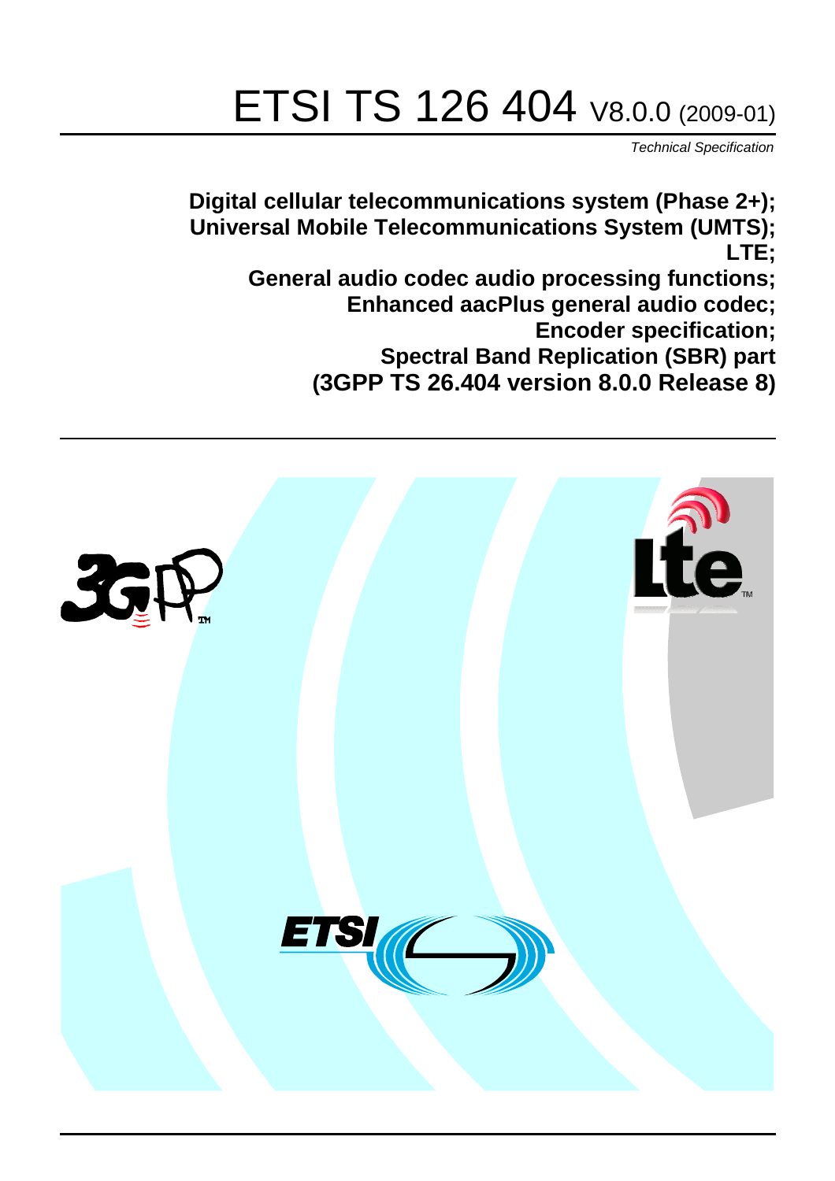# ETSI TS 126 404 V8.0.0 (2009-01)

*Technical Specification*

**Digital cellular telecommunications system (Phase 2+);
Universal Mobile Telecommunications System (UMTS);
LTE;
General audio codec audio processing functions;
Enhanced aacPlus general audio codec;
Encoder specification;
Spectral Band Replication (SBR) part
(3GPP TS 26.404 version 8.0.0 Release 8)**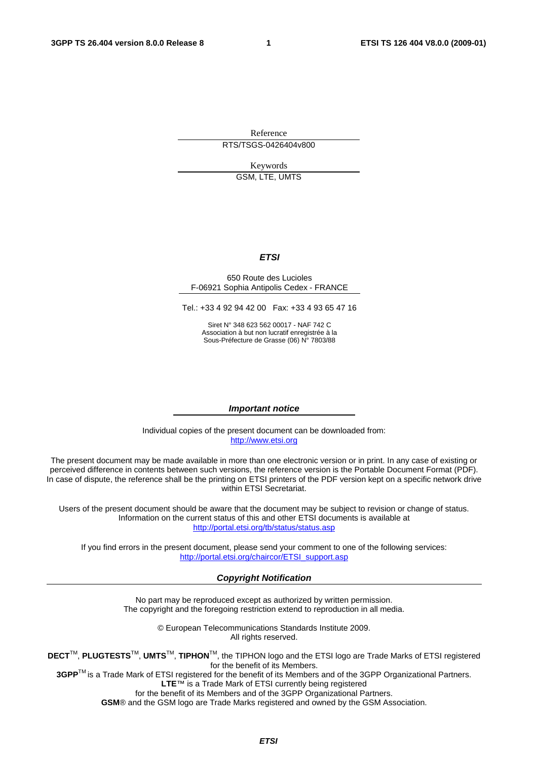Reference

RTS/TSGS-0426404v800

Keywords

GSM, LTE, UMTS

***ETSI***

650 Route des Lucioles
F-06921 Sophia Antipolis Cedex - FRANCE

Tel.: +33 4 92 94 42 00 Fax: +33 4 93 65 47 16

Siret N° 348 623 562 00017 - NAF 742 C
Association à but non lucratif enregistrée à la
Sous-Préfecture de Grasse (06) N° 7803/88

***Important notice***

Individual copies of the present document can be downloaded from:
http://www.etsi.org

The present document may be made available in more than one electronic version or in print. In any case of existing or perceived difference in contents between such versions, the reference version is the Portable Document Format (PDF). In case of dispute, the reference shall be the printing on ETSI printers of the PDF version kept on a specific network drive within ETSI Secretariat.

Users of the present document should be aware that the document may be subject to revision or change of status. Information on the current status of this and other ETSI documents is available at
http://portal.etsi.org/tb/status/status.asp

If you find errors in the present document, please send your comment to one of the following services:
http://portal.etsi.org/chaircor/ETSI_support.asp

***Copyright Notification***

No part may be reproduced except as authorized by written permission.
The copyright and the foregoing restriction extend to reproduction in all media.

© European Telecommunications Standards Institute 2009.
All rights reserved.

**DECT**™, **PLUGTESTS**™, **UMTS**™, **TIPHON**™, the TIPHON logo and the ETSI logo are Trade Marks of ETSI registered for the benefit of its Members.
**3GPP**™ is a Trade Mark of ETSI registered for the benefit of its Members and of the 3GPP Organizational Partners.
**LTE**™ is a Trade Mark of ETSI currently being registered
for the benefit of its Members and of the 3GPP Organizational Partners.
**GSM**® and the GSM logo are Trade Marks registered and owned by the GSM Association.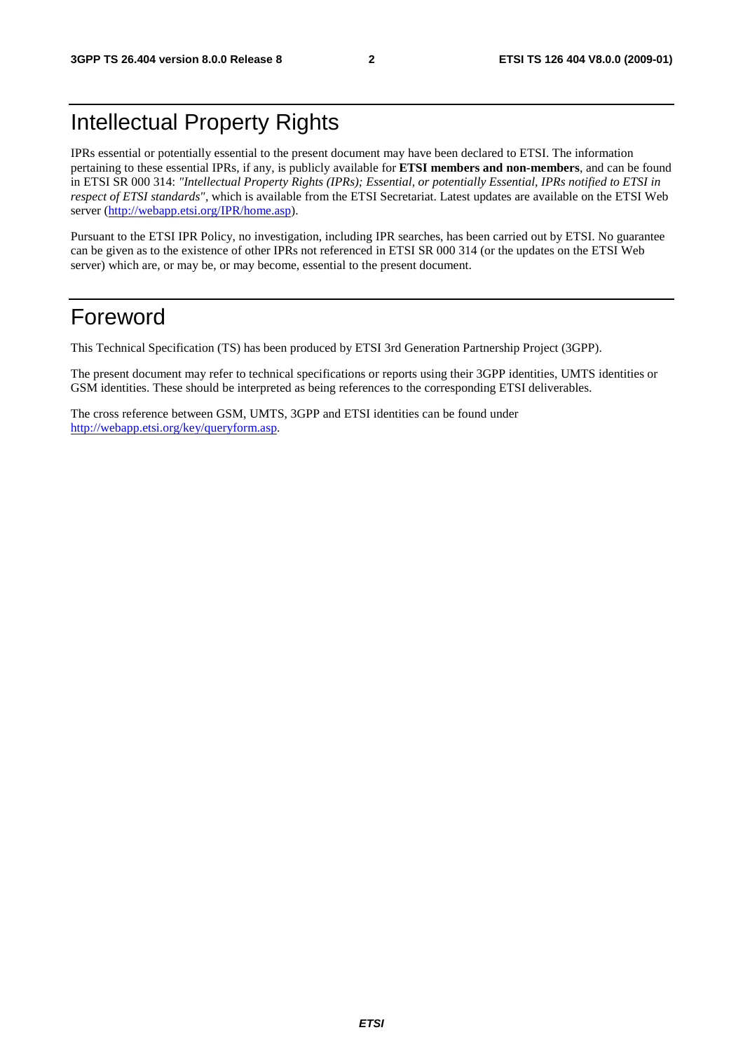# Intellectual Property Rights

IPRs essential or potentially essential to the present document may have been declared to ETSI. The information pertaining to these essential IPRs, if any, is publicly available for **ETSI members and non-members**, and can be found in ETSI SR 000 314: *"Intellectual Property Rights (IPRs); Essential, or potentially Essential, IPRs notified to ETSI in respect of ETSI standards"*, which is available from the ETSI Secretariat. Latest updates are available on the ETSI Web server (http://webapp.etsi.org/IPR/home.asp).

Pursuant to the ETSI IPR Policy, no investigation, including IPR searches, has been carried out by ETSI. No guarantee can be given as to the existence of other IPRs not referenced in ETSI SR 000 314 (or the updates on the ETSI Web server) which are, or may be, or may become, essential to the present document.

# Foreword

This Technical Specification (TS) has been produced by ETSI 3rd Generation Partnership Project (3GPP).

The present document may refer to technical specifications or reports using their 3GPP identities, UMTS identities or GSM identities. These should be interpreted as being references to the corresponding ETSI deliverables.

The cross reference between GSM, UMTS, 3GPP and ETSI identities can be found under http://webapp.etsi.org/key/queryform.asp.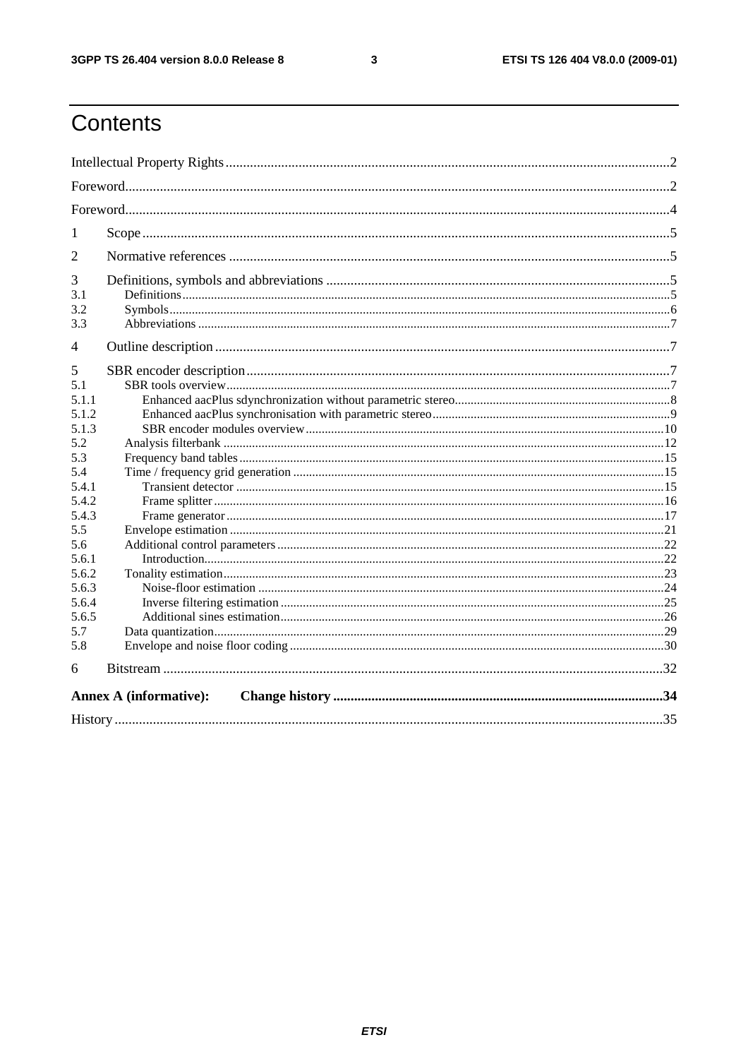# Contents

Intellectual Property Rights ..................................................................................................................................2

Foreword................................................................................................................................................................2

Foreword................................................................................................................................................................4

1 Scope ..................................................................................................................................................................5

2 Normative references ........................................................................................................................................5

3 Definitions, symbols and abbreviations ............................................................................................................5

3.1 Definitions.......................................................................................................................................................5

3.2 Symbols...........................................................................................................................................................6

3.3 Abbreviations ..................................................................................................................................................7

4 Outline description ............................................................................................................................................7

5 SBR encoder description...................................................................................................................................7

5.1 SBR tools overview.........................................................................................................................................7

5.1.1 Enhanced aacPlus sdynchronization without parametric stereo...................................................................8

5.1.2 Enhanced aacPlus synchronisation with parametric stereo..........................................................................9

5.1.3 SBR encoder modules overview................................................................................................................10

5.2 Analysis filterbank .........................................................................................................................................12

5.3 Frequency band tables....................................................................................................................................15

5.4 Time / frequency grid generation ...................................................................................................................15

5.4.1 Transient detector .....................................................................................................................................15

5.4.2 Frame splitter ...........................................................................................................................................16

5.4.3 Frame generator........................................................................................................................................17

5.5 Envelope estimation .......................................................................................................................................21

5.6 Additional control parameters........................................................................................................................22

5.6.1 Introduction...............................................................................................................................................22

5.6.2 Tonality estimation.........................................................................................................................................23

5.6.3 Noise-floor estimation ..............................................................................................................................24

5.6.4 Inverse filtering estimation .......................................................................................................................25

5.6.5 Additional sines estimation.......................................................................................................................26

5.7 Data quantization...........................................................................................................................................29

5.8 Envelope and noise floor coding ....................................................................................................................30

6 Bitstream ..........................................................................................................................................................32

**Annex A (informative): Change history ..........................................................................................34**

History ..................................................................................................................................................................35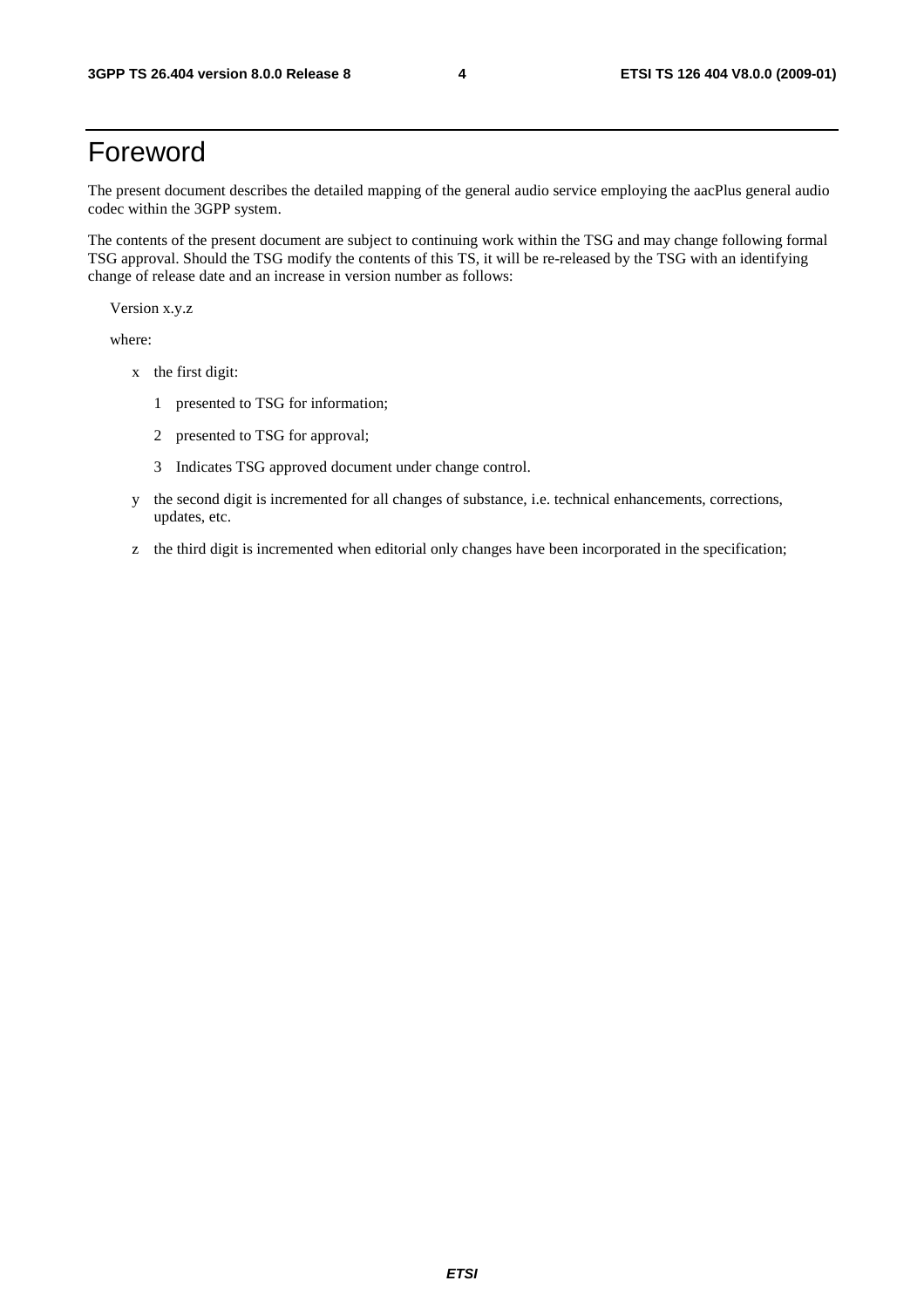# Foreword

The present document describes the detailed mapping of the general audio service employing the aacPlus general audio codec within the 3GPP system.

The contents of the present document are subject to continuing work within the TSG and may change following formal TSG approval. Should the TSG modify the contents of this TS, it will be re-released by the TSG with an identifying change of release date and an increase in version number as follows:

Version x.y.z

where:

- x the first digit:
  - 1 presented to TSG for information;
  - 2 presented to TSG for approval;
  - 3 Indicates TSG approved document under change control.
- y the second digit is incremented for all changes of substance, i.e. technical enhancements, corrections, updates, etc.
- z the third digit is incremented when editorial only changes have been incorporated in the specification;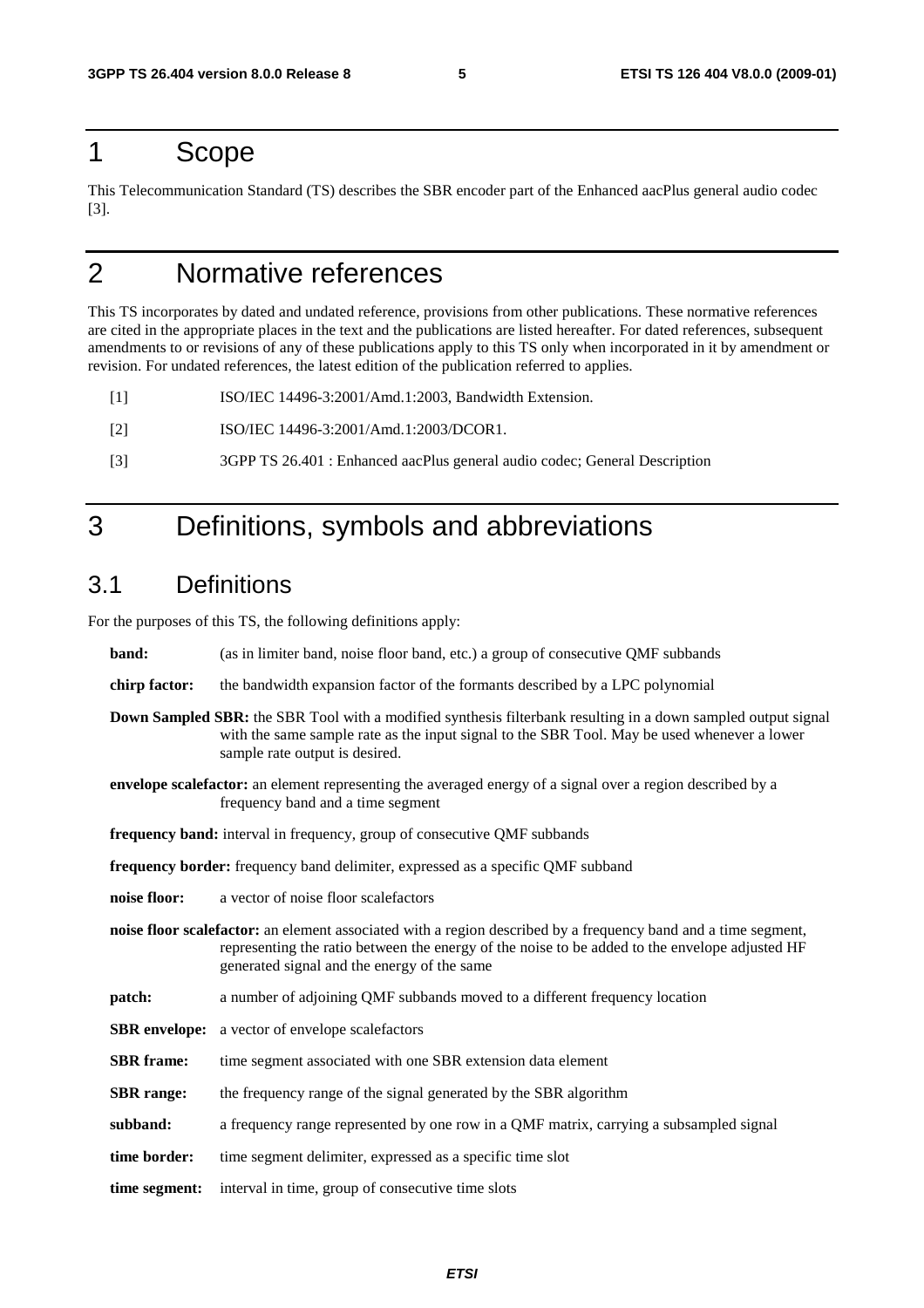# 1 Scope

This Telecommunication Standard (TS) describes the SBR encoder part of the Enhanced aacPlus general audio codec [3].

# 2 Normative references

This TS incorporates by dated and undated reference, provisions from other publications. These normative references are cited in the appropriate places in the text and the publications are listed hereafter. For dated references, subsequent amendments to or revisions of any of these publications apply to this TS only when incorporated in it by amendment or revision. For undated references, the latest edition of the publication referred to applies.

[1] ISO/IEC 14496-3:2001/Amd.1:2003, Bandwidth Extension.

[2] ISO/IEC 14496-3:2001/Amd.1:2003/DCOR1.

[3] 3GPP TS 26.401 : Enhanced aacPlus general audio codec; General Description

# 3 Definitions, symbols and abbreviations

## 3.1 Definitions

For the purposes of this TS, the following definitions apply:

**band:** (as in limiter band, noise floor band, etc.) a group of consecutive QMF subbands

**chirp factor:** the bandwidth expansion factor of the formants described by a LPC polynomial

**Down Sampled SBR:** the SBR Tool with a modified synthesis filterbank resulting in a down sampled output signal with the same sample rate as the input signal to the SBR Tool. May be used whenever a lower sample rate output is desired.

**envelope scalefactor:** an element representing the averaged energy of a signal over a region described by a frequency band and a time segment

**frequency band:** interval in frequency, group of consecutive QMF subbands

**frequency border:** frequency band delimiter, expressed as a specific QMF subband

**noise floor:** a vector of noise floor scalefactors

**noise floor scalefactor:** an element associated with a region described by a frequency band and a time segment, representing the ratio between the energy of the noise to be added to the envelope adjusted HF generated signal and the energy of the same

**patch:** a number of adjoining QMF subbands moved to a different frequency location

**SBR envelope:** a vector of envelope scalefactors

**SBR frame:** time segment associated with one SBR extension data element

**SBR range:** the frequency range of the signal generated by the SBR algorithm

**subband:** a frequency range represented by one row in a QMF matrix, carrying a subsampled signal

**time border:** time segment delimiter, expressed as a specific time slot

**time segment:** interval in time, group of consecutive time slots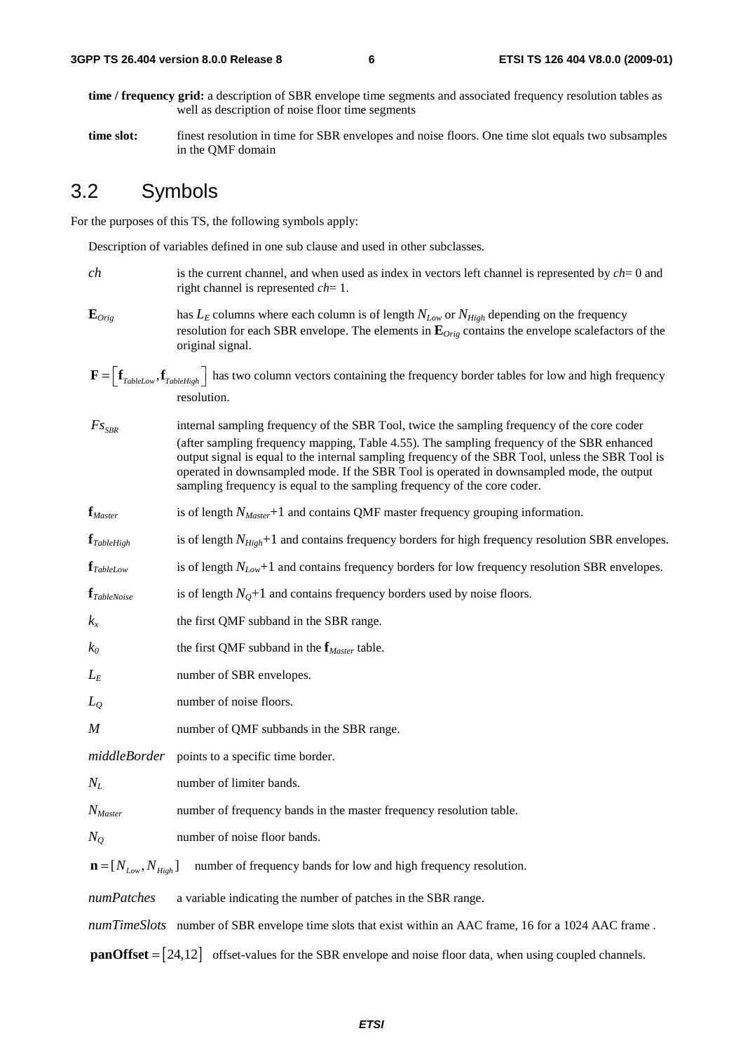**time / frequency grid:** a description of SBR envelope time segments and associated frequency resolution tables as well as description of noise floor time segments

**time slot:** finest resolution in time for SBR envelopes and noise floors. One time slot equals two subsamples in the QMF domain

## 3.2 Symbols

For the purposes of this TS, the following symbols apply:

Description of variables defined in one sub clause and used in other subclasses.

$ch$ is the current channel, and when used as index in vectors left channel is represented by $ch$= 0 and right channel is represented $ch$= 1.

$\mathbf{E}_{Orig}$ has $L_E$ columns where each column is of length $N_{Low}$ or $N_{High}$ depending on the frequency resolution for each SBR envelope. The elements in $\mathbf{E}_{Orig}$ contains the envelope scalefactors of the original signal.

$\mathbf{F} = \left[ \mathbf{f}_{TableLow}, \mathbf{f}_{TableHigh} \right]$ has two column vectors containing the frequency border tables for low and high frequency resolution.

$Fs_{SBR}$ internal sampling frequency of the SBR Tool, twice the sampling frequency of the core coder (after sampling frequency mapping, Table 4.55). The sampling frequency of the SBR enhanced output signal is equal to the internal sampling frequency of the SBR Tool, unless the SBR Tool is operated in downsampled mode. If the SBR Tool is operated in downsampled mode, the output sampling frequency is equal to the sampling frequency of the core coder.

$\mathbf{f}_{Master}$ is of length $N_{Master}$+1 and contains QMF master frequency grouping information.

$\mathbf{f}_{TableHigh}$ is of length $N_{High}$+1 and contains frequency borders for high frequency resolution SBR envelopes.

$\mathbf{f}_{TableLow}$ is of length $N_{Low}$+1 and contains frequency borders for low frequency resolution SBR envelopes.

$\mathbf{f}_{TableNoise}$ is of length $N_Q$+1 and contains frequency borders used by noise floors.

$k_x$ the first QMF subband in the SBR range.

$k_0$ the first QMF subband in the $\mathbf{f}_{Master}$ table.

$L_E$ number of SBR envelopes.

$L_Q$ number of noise floors.

$M$ number of QMF subbands in the SBR range.

$middleBorder$ points to a specific time border.

$N_L$ number of limiter bands.

$N_{Master}$ number of frequency bands in the master frequency resolution table.

$N_Q$ number of noise floor bands.

$\mathbf{n} = [N_{Low}, N_{High}]$ number of frequency bands for low and high frequency resolution.

$numPatches$ a variable indicating the number of patches in the SBR range.

$numTimeSlots$ number of SBR envelope time slots that exist within an AAC frame, 16 for a 1024 AAC frame .

$\mathbf{panOffset} = [24,12]$ offset-values for the SBR envelope and noise floor data, when using coupled channels.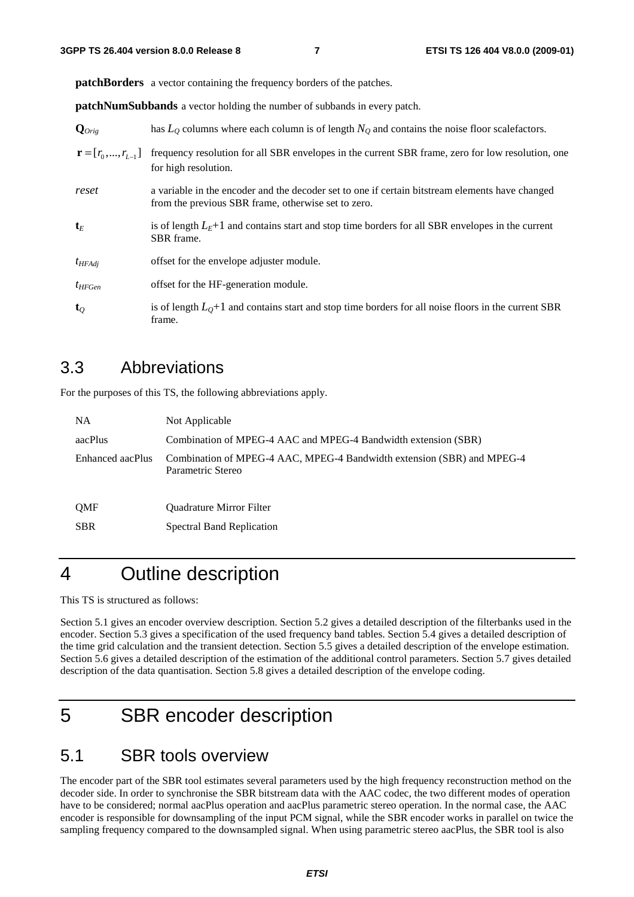**patchBorders** a vector containing the frequency borders of the patches.

**patchNumSubbands** a vector holding the number of subbands in every patch.

$\mathbf{Q}_{Orig}$ has $L_Q$ columns where each column is of length $N_Q$ and contains the noise floor scalefactors.

$\mathbf{r} = [r_0, ..., r_{L-1}]$ frequency resolution for all SBR envelopes in the current SBR frame, zero for low resolution, one for high resolution.

*reset* a variable in the encoder and the decoder set to one if certain bitstream elements have changed from the previous SBR frame, otherwise set to zero.

$\mathbf{t}_E$ is of length $L_E$+1 and contains start and stop time borders for all SBR envelopes in the current SBR frame.

$t_{HFAdj}$ offset for the envelope adjuster module.

$t_{HFGen}$ offset for the HF-generation module.

$\mathbf{t}_Q$ is of length $L_Q$+1 and contains start and stop time borders for all noise floors in the current SBR frame.

## 3.3 Abbreviations

For the purposes of this TS, the following abbreviations apply.

| | |
|---|---|
| NA | Not Applicable |
| aacPlus | Combination of MPEG-4 AAC and MPEG-4 Bandwidth extension (SBR) |
| Enhanced aacPlus | Combination of MPEG-4 AAC, MPEG-4 Bandwidth extension (SBR) and MPEG-4 Parametric Stereo |
| QMF | Quadrature Mirror Filter |
| SBR | Spectral Band Replication |

# 4 Outline description

This TS is structured as follows:

Section 5.1 gives an encoder overview description. Section 5.2 gives a detailed description of the filterbanks used in the encoder. Section 5.3 gives a specification of the used frequency band tables. Section 5.4 gives a detailed description of the time grid calculation and the transient detection. Section 5.5 gives a detailed description of the envelope estimation. Section 5.6 gives a detailed description of the estimation of the additional control parameters. Section 5.7 gives detailed description of the data quantisation. Section 5.8 gives a detailed description of the envelope coding.

# 5 SBR encoder description

## 5.1 SBR tools overview

The encoder part of the SBR tool estimates several parameters used by the high frequency reconstruction method on the decoder side. In order to synchronise the SBR bitstream data with the AAC codec, the two different modes of operation have to be considered; normal aacPlus operation and aacPlus parametric stereo operation. In the normal case, the AAC encoder is responsible for downsampling of the input PCM signal, while the SBR encoder works in parallel on twice the sampling frequency compared to the downsampled signal. When using parametric stereo aacPlus, the SBR tool is also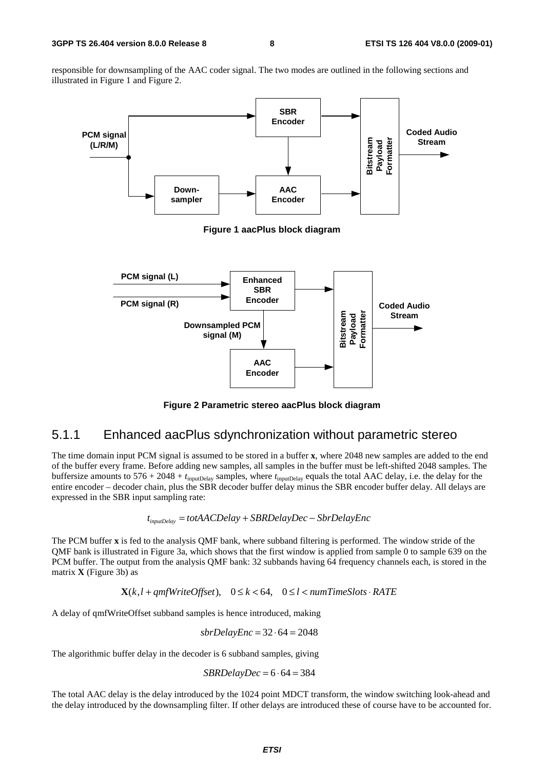responsible for downsampling of the AAC coder signal. The two modes are outlined in the following sections and illustrated in Figure 1 and Figure 2.

**Figure 1 aacPlus block diagram**

**Figure 2 Parametric stereo aacPlus block diagram**

### 5.1.1 Enhanced aacPlus sdynchronization without parametric stereo

The time domain input PCM signal is assumed to be stored in a buffer **x**, where 2048 new samples are added to the end of the buffer every frame. Before adding new samples, all samples in the buffer must be left-shifted 2048 samples. The buffersize amounts to 576 + 2048 + $t_{\text{inputDelay}}$ samples, where $t_{\text{inputDelay}}$ equals the total AAC delay, i.e. the delay for the entire encoder – decoder chain, plus the SBR decoder buffer delay minus the SBR encoder buffer delay. All delays are expressed in the SBR input sampling rate:

$$t_{inputDelay} = totAACDelay + SBRDelayDec - SbrDelayEnc$$

The PCM buffer **x** is fed to the analysis QMF bank, where subband filtering is performed. The window stride of the QMF bank is illustrated in Figure 3a, which shows that the first window is applied from sample 0 to sample 639 on the PCM buffer. The output from the analysis QMF bank: 32 subbands having 64 frequency channels each, is stored in the matrix **X** (Figure 3b) as

$$\mathbf{X}(k, l + qmfWriteOffset), \quad 0 \le k < 64, \quad 0 \le l < numTimeSlots \cdot RATE$$

A delay of qmfWriteOffset subband samples is hence introduced, making

$$sbrDelayEnc = 32 \cdot 64 = 2048$$

The algorithmic buffer delay in the decoder is 6 subband samples, giving

$$SBRDelayDec = 6 \cdot 64 = 384$$

The total AAC delay is the delay introduced by the 1024 point MDCT transform, the window switching look-ahead and the delay introduced by the downsampling filter. If other delays are introduced these of course have to be accounted for.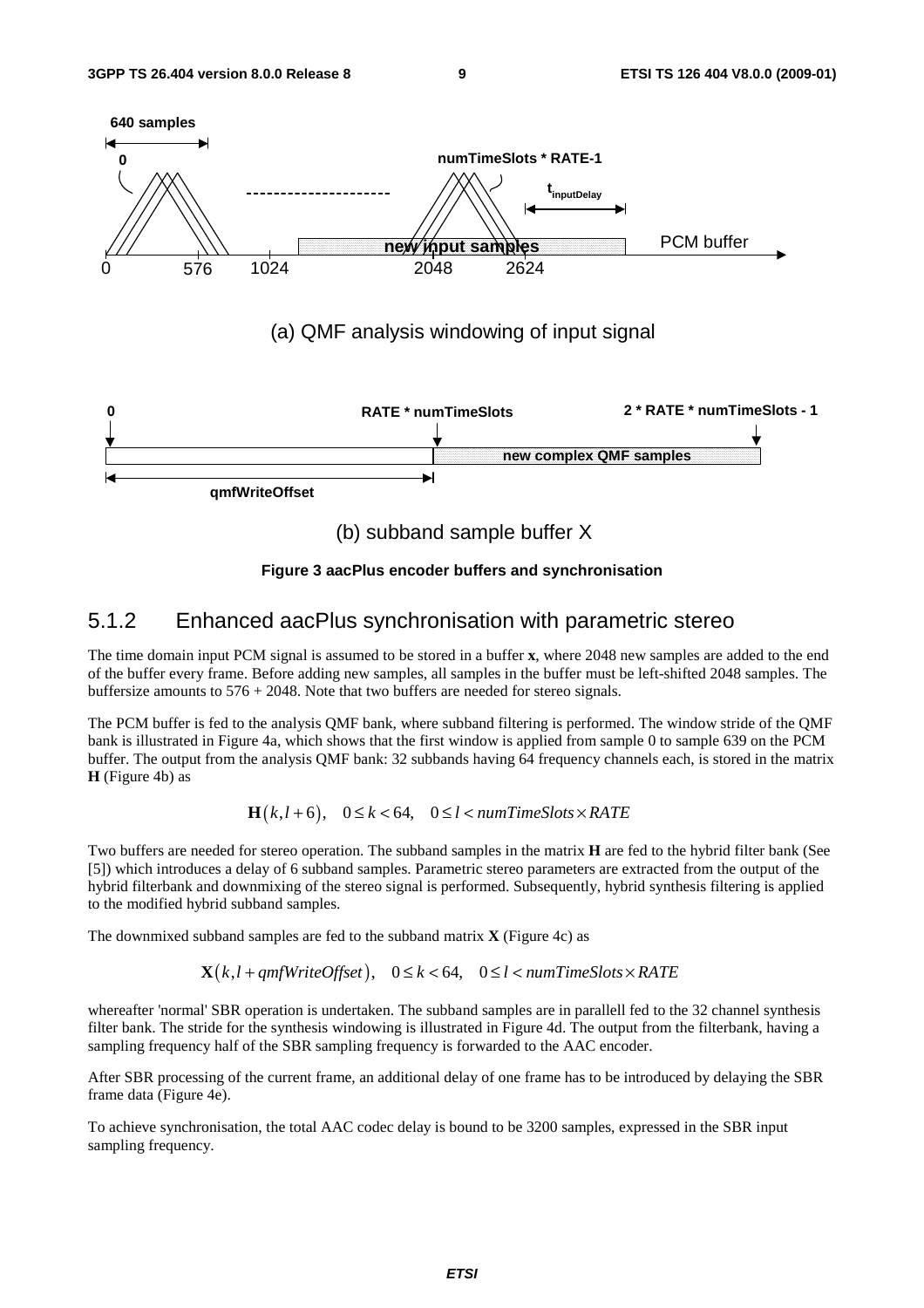(a) QMF analysis windowing of input signal

(b) subband sample buffer X

**Figure 3 aacPlus encoder buffers and synchronisation**

## 5.1.2 Enhanced aacPlus synchronisation with parametric stereo

The time domain input PCM signal is assumed to be stored in a buffer **x**, where 2048 new samples are added to the end of the buffer every frame. Before adding new samples, all samples in the buffer must be left-shifted 2048 samples. The buffersize amounts to 576 + 2048. Note that two buffers are needed for stereo signals.

The PCM buffer is fed to the analysis QMF bank, where subband filtering is performed. The window stride of the QMF bank is illustrated in Figure 4a, which shows that the first window is applied from sample 0 to sample 639 on the PCM buffer. The output from the analysis QMF bank: 32 subbands having 64 frequency channels each, is stored in the matrix **H** (Figure 4b) as

$$\mathbf{H}(k, l+6), \quad 0 \le k < 64, \quad 0 \le l < numTimeSlots \times RATE$$

Two buffers are needed for stereo operation. The subband samples in the matrix **H** are fed to the hybrid filter bank (See [5]) which introduces a delay of 6 subband samples. Parametric stereo parameters are extracted from the output of the hybrid filterbank and downmixing of the stereo signal is performed. Subsequently, hybrid synthesis filtering is applied to the modified hybrid subband samples.

The downmixed subband samples are fed to the subband matrix **X** (Figure 4c) as

$$\mathbf{X}(k, l+qmfWriteOffset), \quad 0 \le k < 64, \quad 0 \le l < numTimeSlots \times RATE$$

whereafter 'normal' SBR operation is undertaken. The subband samples are in parallell fed to the 32 channel synthesis filter bank. The stride for the synthesis windowing is illustrated in Figure 4d. The output from the filterbank, having a sampling frequency half of the SBR sampling frequency is forwarded to the AAC encoder.

After SBR processing of the current frame, an additional delay of one frame has to be introduced by delaying the SBR frame data (Figure 4e).

To achieve synchronisation, the total AAC codec delay is bound to be 3200 samples, expressed in the SBR input sampling frequency.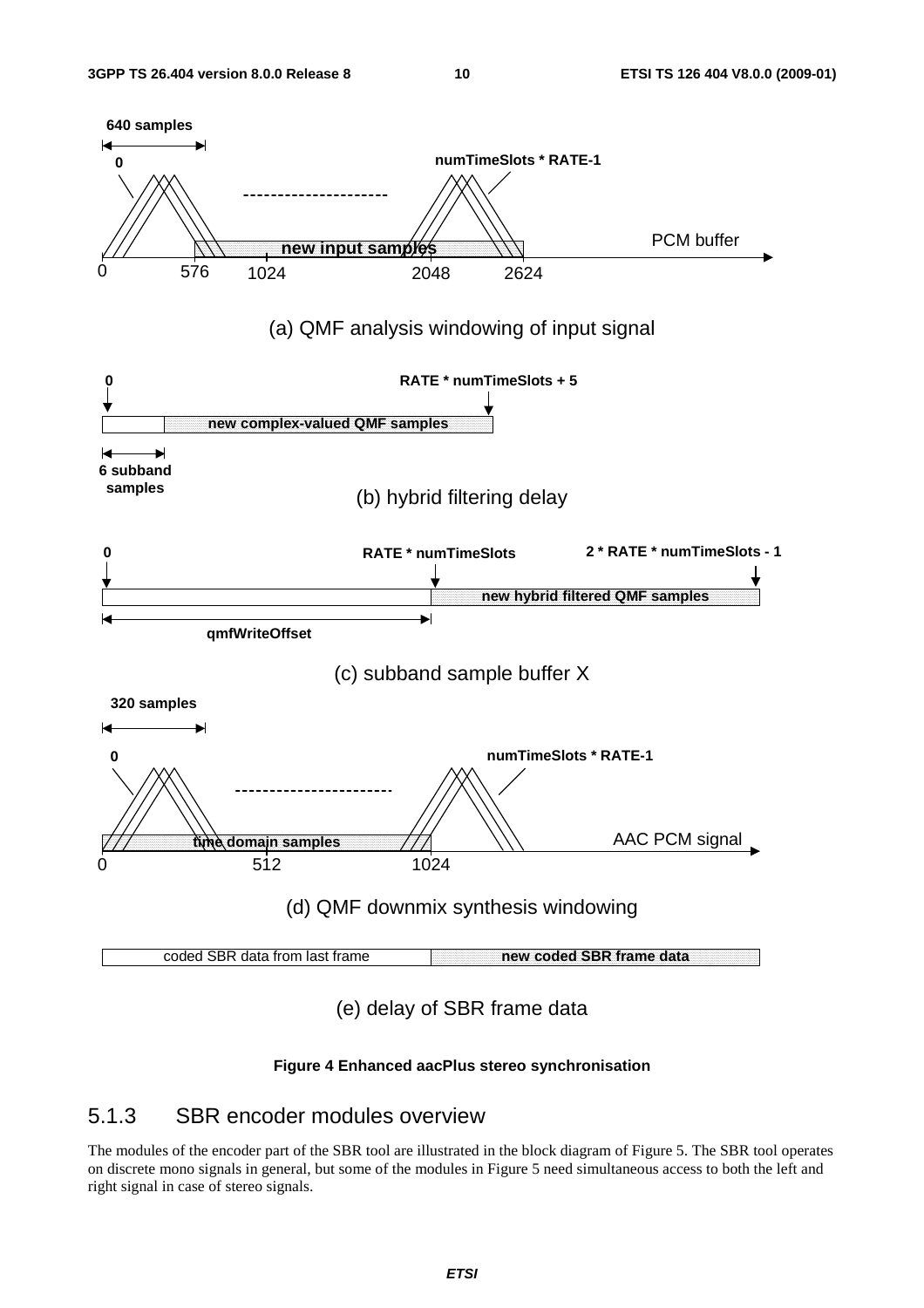640 samples

0

numTimeSlots * RATE-1

new input samples

PCM buffer

0 576 1024 2048 2624

(a) QMF analysis windowing of input signal

0

RATE * numTimeSlots + 5

new complex-valued QMF samples

6 subband samples

(b) hybrid filtering delay

0

RATE * numTimeSlots

2 * RATE * numTimeSlots - 1

new hybrid filtered QMF samples

qmfWriteOffset

(c) subband sample buffer X

320 samples

0

numTimeSlots * RATE-1

time domain samples

AAC PCM signal

0 512 1024

(d) QMF downmix synthesis windowing

| coded SBR data from last frame | new coded SBR frame data |
|---|---|

(e) delay of SBR frame data

**Figure 4 Enhanced aacPlus stereo synchronisation**

## 5.1.3 SBR encoder modules overview

The modules of the encoder part of the SBR tool are illustrated in the block diagram of Figure 5. The SBR tool operates on discrete mono signals in general, but some of the modules in Figure 5 need simultaneous access to both the left and right signal in case of stereo signals.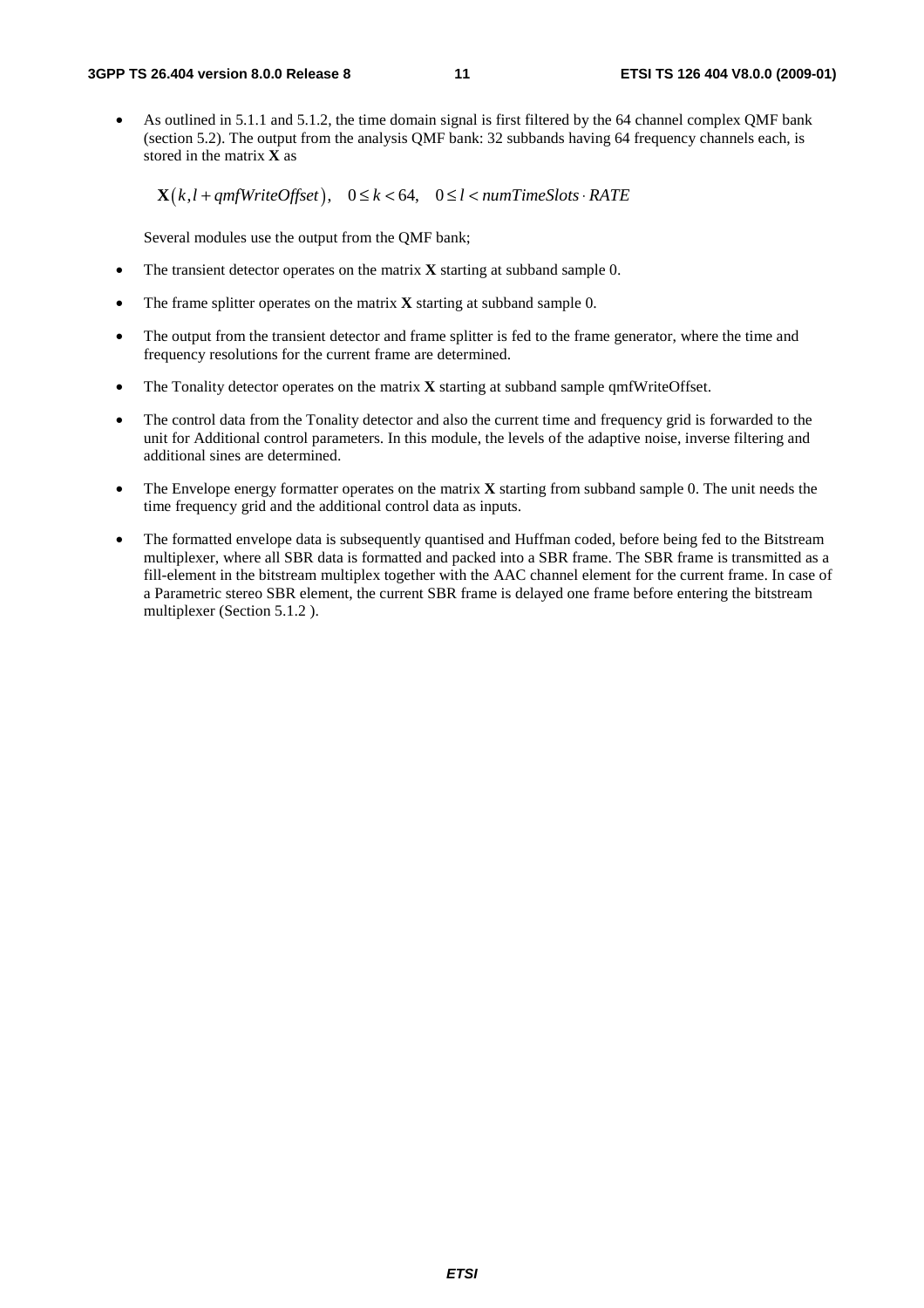- As outlined in 5.1.1 and 5.1.2, the time domain signal is first filtered by the 64 channel complex QMF bank (section 5.2). The output from the analysis QMF bank: 32 subbands having 64 frequency channels each, is stored in the matrix **X** as

  $$\mathbf{X}(k, l + qmfWriteOffset), \quad 0 \le k < 64, \quad 0 \le l < numTimeSlots \cdot RATE$$

  Several modules use the output from the QMF bank;

- The transient detector operates on the matrix **X** starting at subband sample 0.
- The frame splitter operates on the matrix **X** starting at subband sample 0.
- The output from the transient detector and frame splitter is fed to the frame generator, where the time and frequency resolutions for the current frame are determined.
- The Tonality detector operates on the matrix **X** starting at subband sample qmfWriteOffset.
- The control data from the Tonality detector and also the current time and frequency grid is forwarded to the unit for Additional control parameters. In this module, the levels of the adaptive noise, inverse filtering and additional sines are determined.
- The Envelope energy formatter operates on the matrix **X** starting from subband sample 0. The unit needs the time frequency grid and the additional control data as inputs.
- The formatted envelope data is subsequently quantised and Huffman coded, before being fed to the Bitstream multiplexer, where all SBR data is formatted and packed into a SBR frame. The SBR frame is transmitted as a fill-element in the bitstream multiplex together with the AAC channel element for the current frame. In case of a Parametric stereo SBR element, the current SBR frame is delayed one frame before entering the bitstream multiplexer (Section 5.1.2 ).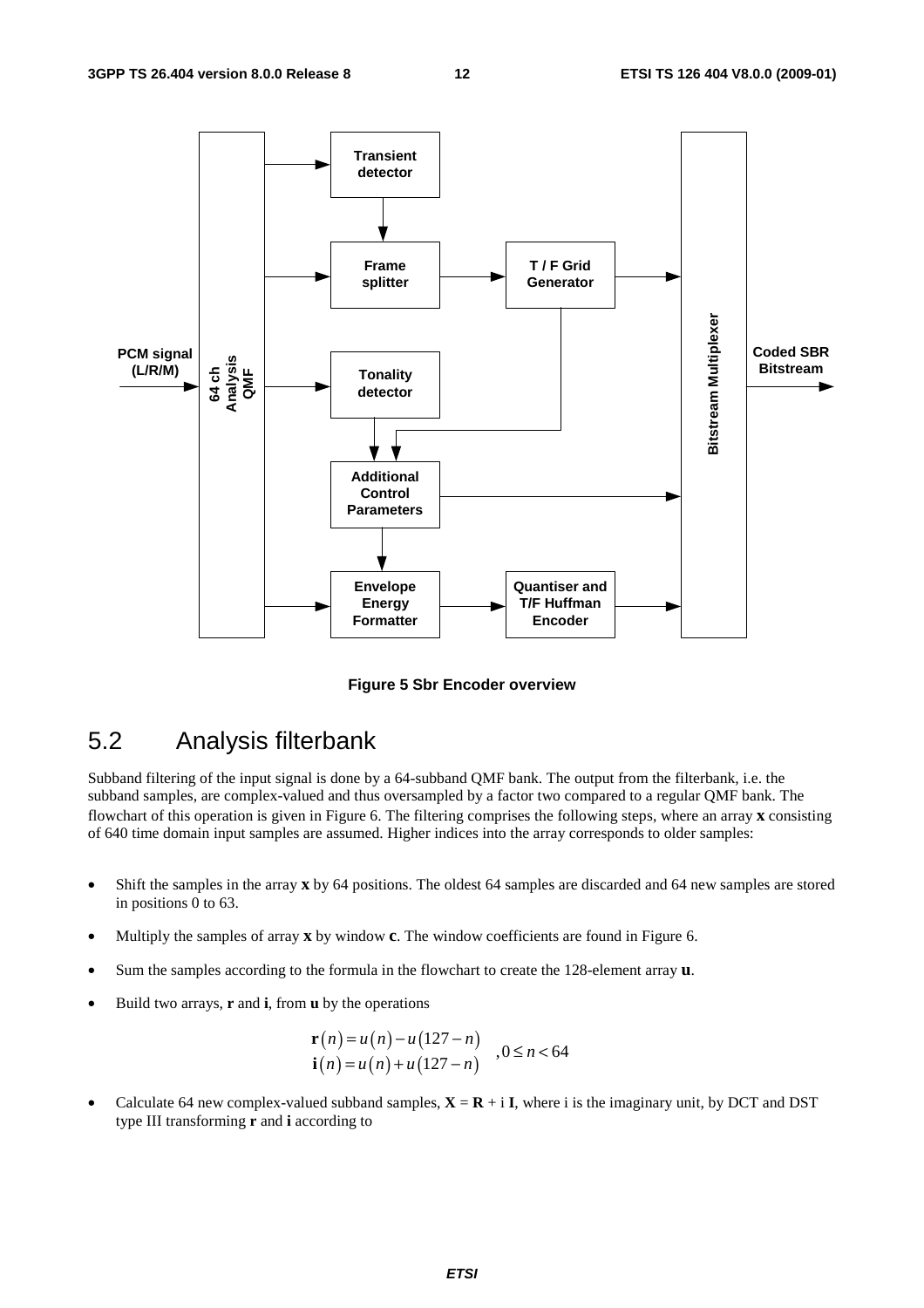**Figure 5 Sbr Encoder overview**

## 5.2 Analysis filterbank

Subband filtering of the input signal is done by a 64-subband QMF bank. The output from the filterbank, i.e. the subband samples, are complex-valued and thus oversampled by a factor two compared to a regular QMF bank. The flowchart of this operation is given in Figure 6. The filtering comprises the following steps, where an array **x** consisting of 640 time domain input samples are assumed. Higher indices into the array corresponds to older samples:

- Shift the samples in the array **x** by 64 positions. The oldest 64 samples are discarded and 64 new samples are stored in positions 0 to 63.
- Multiply the samples of array **x** by window **c**. The window coefficients are found in Figure 6.
- Sum the samples according to the formula in the flowchart to create the 128-element array **u**.
- Build two arrays, **r** and **i**, from **u** by the operations

$$\begin{aligned} \mathbf{r}(n) &= u(n) - u(127-n) \\ \mathbf{i}(n) &= u(n) + u(127-n) \end{aligned} \quad ,0 \le n < 64$$

- Calculate 64 new complex-valued subband samples, $\mathbf{X} = \mathbf{R} + \mathrm{i}\,\mathbf{I}$, where i is the imaginary unit, by DCT and DST type III transforming **r** and **i** according to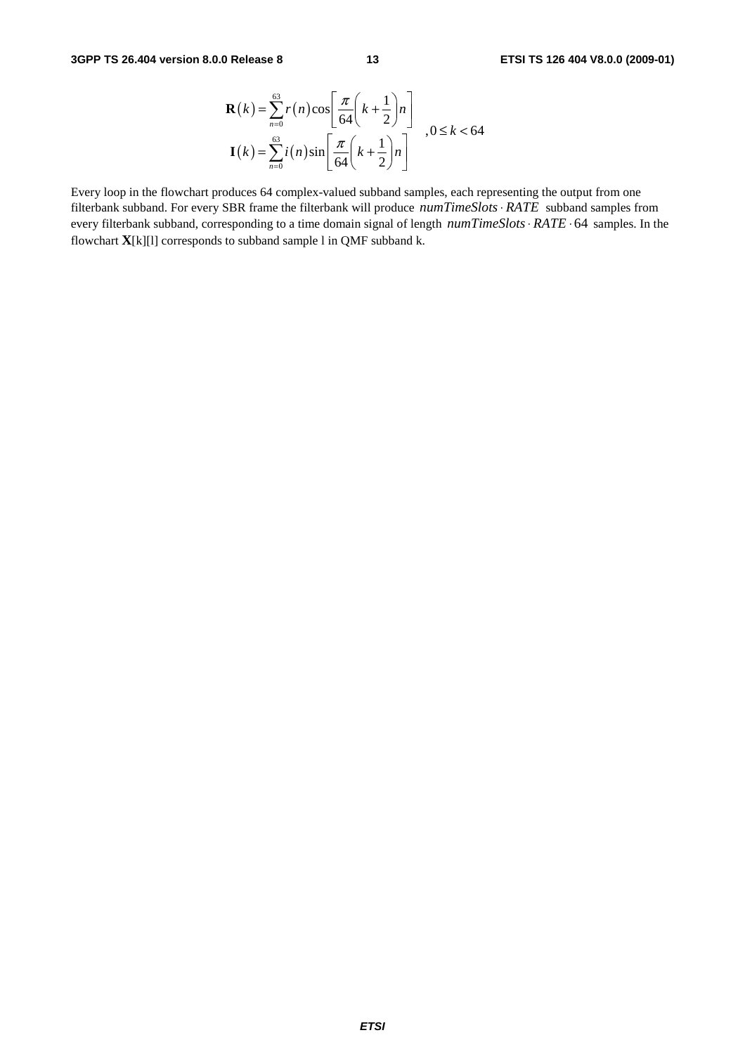$$
\left.\begin{aligned}
\mathbf{R}(k) &= \sum_{n=0}^{63} r(n)\cos\left[\frac{\pi}{64}\left(k+\frac{1}{2}\right)n\right] \\
\mathbf{I}(k) &= \sum_{n=0}^{63} i(n)\sin\left[\frac{\pi}{64}\left(k+\frac{1}{2}\right)n\right]
\end{aligned}\right. \quad ,0 \le k < 64
$$

Every loop in the flowchart produces 64 complex-valued subband samples, each representing the output from one filterbank subband. For every SBR frame the filterbank will produce $numTimeSlots \cdot RATE$ subband samples from every filterbank subband, corresponding to a time domain signal of length $numTimeSlots \cdot RATE \cdot 64$ samples. In the flowchart **X**[k][l] corresponds to subband sample l in QMF subband k.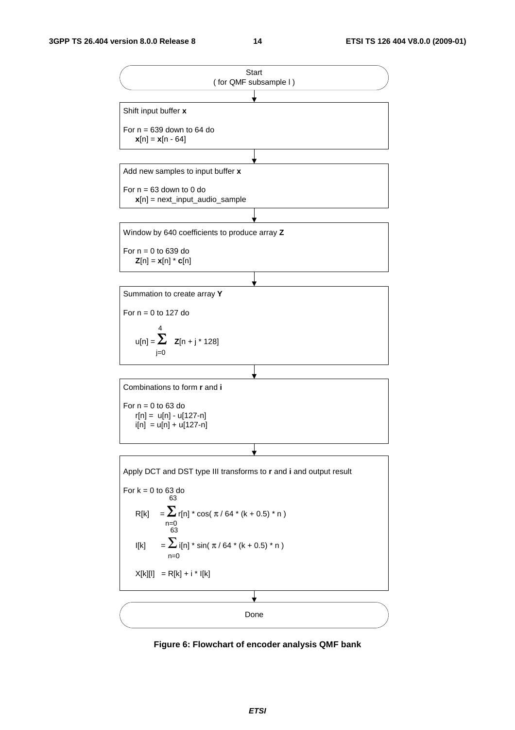**Start**
( for QMF subsample l )

↓

**Shift input buffer x**

For n = 639 down to 64 do
  $\mathbf{x}[n] = \mathbf{x}[n - 64]$

↓

**Add new samples to input buffer x**

For n = 63 down to 0 do
  $\mathbf{x}[n]$ = next_input_audio_sample

↓

**Window by 640 coefficients to produce array Z**

For n = 0 to 639 do
  $\mathbf{Z}[n] = \mathbf{x}[n] * \mathbf{c}[n]$

↓

**Summation to create array Y**

For n = 0 to 127 do

$$u[n] = \sum_{j=0}^{4} \mathbf{Z}[n + j * 128]$$

↓

**Combinations to form r and i**

For n = 0 to 63 do
  $r[n] = u[n] - u[127-n]$
  $i[n] = u[n] + u[127-n]$

↓

**Apply DCT and DST type III transforms to r and i and output result**

For k = 0 to 63 do

$$R[k] = \sum_{n=0}^{63} r[n] * \cos(\pi / 64 * (k + 0.5) * n)$$

$$I[k] = \sum_{n=0}^{63} i[n] * \sin(\pi / 64 * (k + 0.5) * n)$$

$$X[k][l] = R[k] + i * I[k]$$

↓

**Done**

**Figure 6: Flowchart of encoder analysis QMF bank**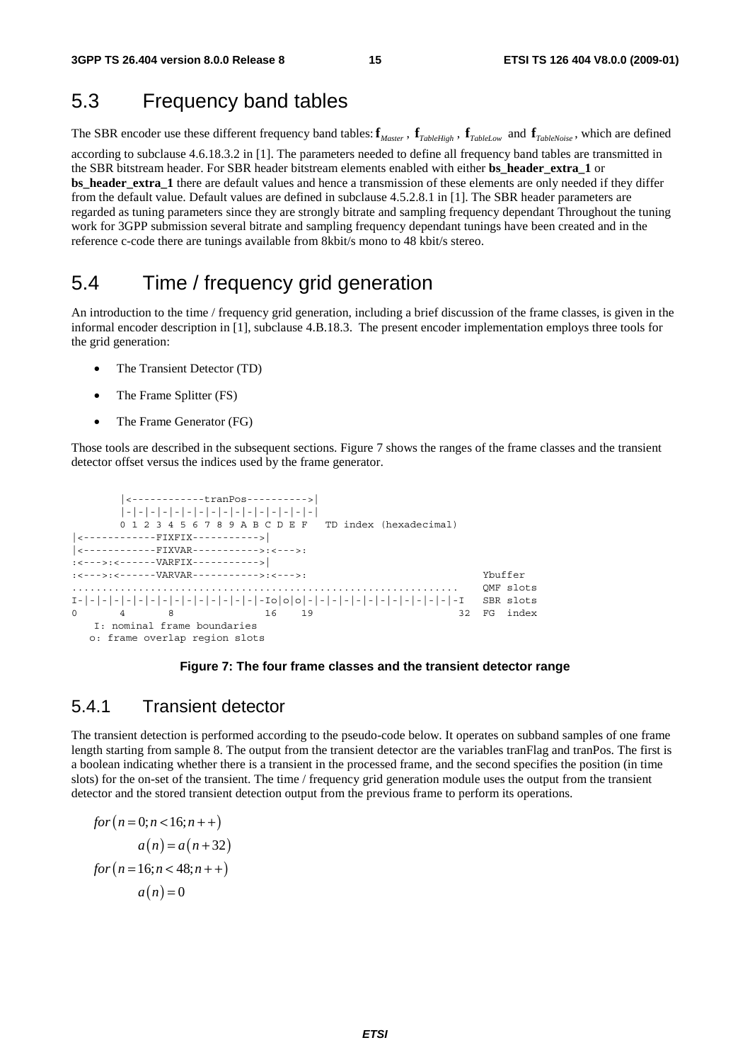## 5.3 Frequency band tables

The SBR encoder use these different frequency band tables: $\mathbf{f}_{Master}$, $\mathbf{f}_{TableHigh}$, $\mathbf{f}_{TableLow}$ and $\mathbf{f}_{TableNoise}$, which are defined according to subclause 4.6.18.3.2 in [1]. The parameters needed to define all frequency band tables are transmitted in the SBR bitstream header. For SBR header bitstream elements enabled with either **bs_header_extra_1** or **bs_header_extra_1** there are default values and hence a transmission of these elements are only needed if they differ from the default value. Default values are defined in subclause 4.5.2.8.1 in [1]. The SBR header parameters are regarded as tuning parameters since they are strongly bitrate and sampling frequency dependant Throughout the tuning work for 3GPP submission several bitrate and sampling frequency dependant tunings have been created and in the reference c-code there are tunings available from 8kbit/s mono to 48 kbit/s stereo.

## 5.4 Time / frequency grid generation

An introduction to the time / frequency grid generation, including a brief discussion of the frame classes, is given in the informal encoder description in [1], subclause 4.B.18.3. The present encoder implementation employs three tools for the grid generation:

- The Transient Detector (TD)
- The Frame Splitter (FS)
- The Frame Generator (FG)

Those tools are described in the subsequent sections. Figure 7 shows the ranges of the frame classes and the transient detector offset versus the indices used by the frame generator.

```
       |<------------tranPos---------->|
       |-|-|-|-|-|-|-|-|-|-|-|-|-|-|-|-|
       0 1 2 3 4 5 6 7 8 9 A B C D E F   TD index (hexadecimal)
|<------------FIXFIX----------->|
|<------------FIXVAR----------->:<--->:
:<--->:<------VARFIX----------->|
:<--->:<------VARVAR----------->:<--->:                            Ybuffer
.............................................................    QMF slots
I-|-|-|-|-|-|-|-|-|-|-|-|-|-|-|-Io|o|o|-|-|-|-|-|-|-|-|-|-|-|-I   SBR slots
0       4       8               16    19                       32  FG  index
    I: nominal frame boundaries
   o: frame overlap region slots
```

**Figure 7: The four frame classes and the transient detector range**

### 5.4.1 Transient detector

The transient detection is performed according to the pseudo-code below. It operates on subband samples of one frame length starting from sample 8. The output from the transient detector are the variables tranFlag and tranPos. The first is a boolean indicating whether there is a transient in the processed frame, and the second specifies the position (in time slots) for the on-set of the transient. The time / frequency grid generation module uses the output from the transient detector and the stored transient detection output from the previous frame to perform its operations.

$$
\begin{aligned}
&for(n = 0; n < 16; n++) \\
&\qquad a(n) = a(n+32) \\
&for(n = 16; n < 48; n++) \\
&\qquad a(n) = 0
\end{aligned}
$$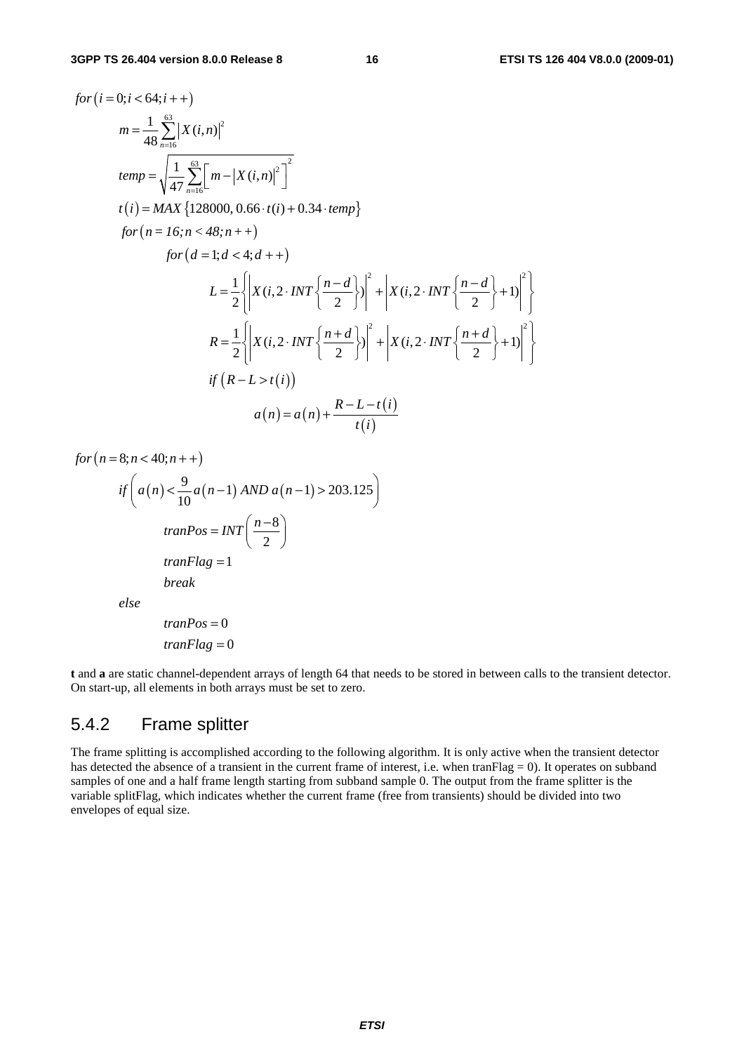$$for\left(i=0;i<64;i++\right)$$

$$m=\frac{1}{48}\sum_{n=16}^{63}\left|X(i,n)\right|^{2}$$

$$temp=\sqrt{\frac{1}{47}\sum_{n=16}^{63}\left[m-\left|X(i,n)\right|^{2}\right]^{2}}$$

$$t\left(i\right)=MAX\left\{128000,\,0.66\cdot t(i)+0.34\cdot temp\right\}$$

$$for\left(n=16;n<48;n++\right)$$

$$for\left(d=1;d<4;d++\right)$$

$$L=\frac{1}{2}\left\{\left|X(i,2\cdot INT\left\{\frac{n-d}{2}\right\})\right|^{2}+\left|X(i,2\cdot INT\left\{\frac{n-d}{2}\right\}+1)\right|^{2}\right\}$$

$$R=\frac{1}{2}\left\{\left|X(i,2\cdot INT\left\{\frac{n+d}{2}\right\})\right|^{2}+\left|X(i,2\cdot INT\left\{\frac{n+d}{2}\right\}+1)\right|^{2}\right\}$$

$$if\left(R-L>t\left(i\right)\right)$$

$$a\left(n\right)=a\left(n\right)+\frac{R-L-t\left(i\right)}{t\left(i\right)}$$

$$for\left(n=8;n<40;n++\right)$$

$$if\left(a\left(n\right)<\frac{9}{10}a\left(n-1\right)\ AND\ a\left(n-1\right)>203.125\right)$$

$$tranPos=INT\left(\frac{n-8}{2}\right)$$

$$tranFlag=1$$

$$break$$

$$else$$

$$tranPos=0$$

$$tranFlag=0$$

**t** and **a** are static channel-dependent arrays of length 64 that needs to be stored in between calls to the transient detector. On start-up, all elements in both arrays must be set to zero.

### 5.4.2 Frame splitter

The frame splitting is accomplished according to the following algorithm. It is only active when the transient detector has detected the absence of a transient in the current frame of interest, i.e. when tranFlag = 0). It operates on subband samples of one and a half frame length starting from subband sample 0. The output from the frame splitter is the variable splitFlag, which indicates whether the current frame (free from transients) should be divided into two envelopes of equal size.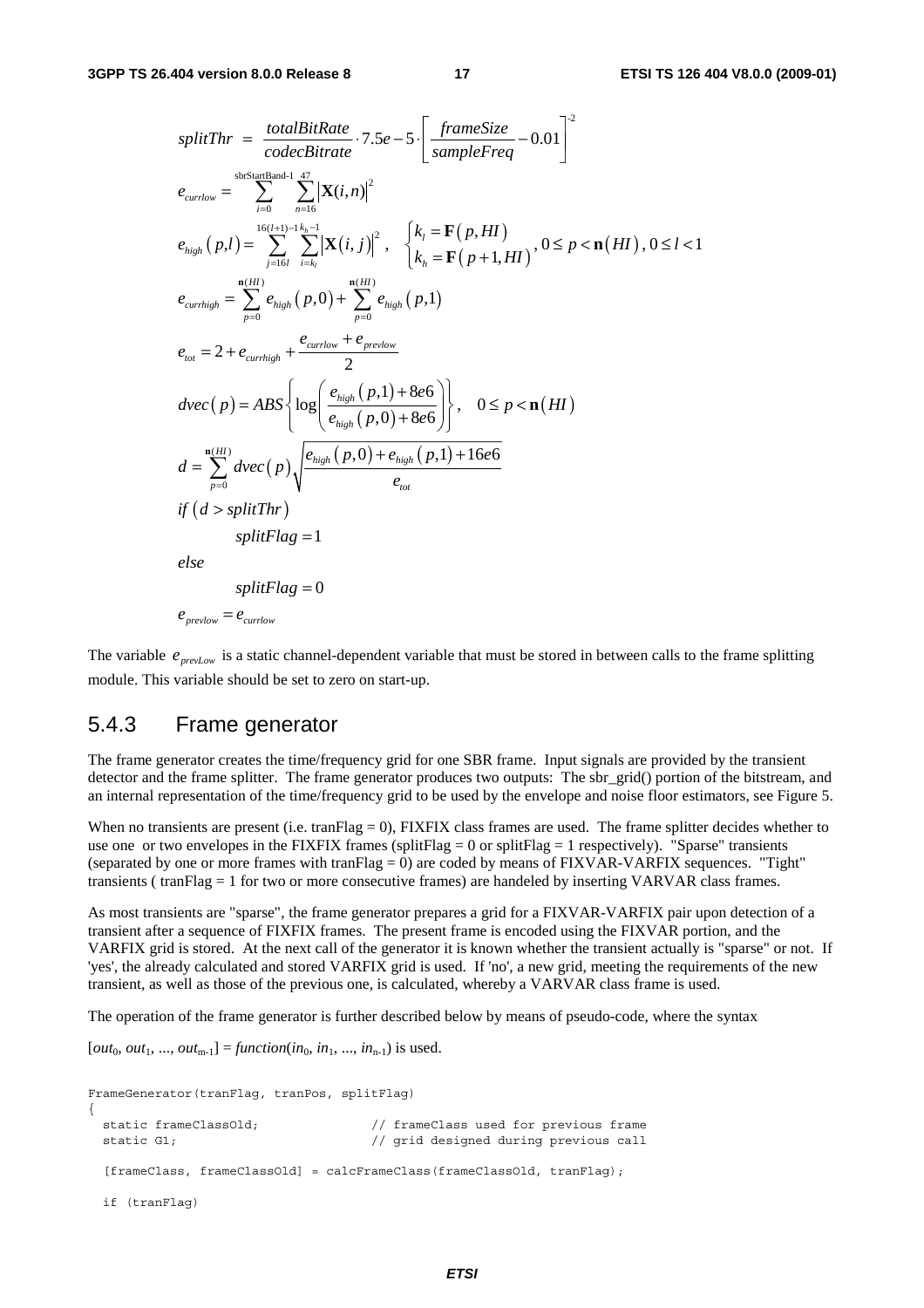$$splitThr = \frac{totalBitRate}{codecBitrate} \cdot 7.5e-5 \cdot \left\lceil \frac{frameSize}{sampleFreq} - 0.01 \right\rceil^{-2}$$

$$e_{currlow} = \sum_{i=0}^{\text{sbrStartBand-1}} \sum_{n=16}^{47} \left| \mathbf{X}(i,n) \right|^2$$

$$e_{high}(p,l) = \sum_{j=16l}^{16(l+1)-1} \sum_{i=k_l}^{k_h-1} \left| \mathbf{X}(i,j) \right|^2, \quad \begin{cases} k_l = \mathbf{F}(p, HI) \\ k_h = \mathbf{F}(p+1, HI) \end{cases}, 0 \le p < \mathbf{n}(HI), 0 \le l < 1$$

$$e_{currhigh} = \sum_{p=0}^{\mathbf{n}(HI)} e_{high}(p,0) + \sum_{p=0}^{\mathbf{n}(HI)} e_{high}(p,1)$$

$$e_{tot} = 2 + e_{currhigh} + \frac{e_{currlow} + e_{prevlow}}{2}$$

$$dvec(p) = ABS\left\{ \log\left( \frac{e_{high}(p,1) + 8e6}{e_{high}(p,0) + 8e6} \right) \right\}, \quad 0 \le p < \mathbf{n}(HI)$$

$$d = \sum_{p=0}^{\mathbf{n}(HI)} dvec(p) \sqrt{\frac{e_{high}(p,0) + e_{high}(p,1) + 16e6}{e_{tot}}}$$

$$if\ (d > splitThr)$$
$$splitFlag = 1$$
$$else$$
$$splitFlag = 0$$
$$e_{prevlow} = e_{currlow}$$

The variable $e_{prevLow}$ is a static channel-dependent variable that must be stored in between calls to the frame splitting module. This variable should be set to zero on start-up.

## 5.4.3 Frame generator

The frame generator creates the time/frequency grid for one SBR frame. Input signals are provided by the transient detector and the frame splitter. The frame generator produces two outputs: The sbr_grid() portion of the bitstream, and an internal representation of the time/frequency grid to be used by the envelope and noise floor estimators, see Figure 5.

When no transients are present (i.e. tranFlag = 0), FIXFIX class frames are used. The frame splitter decides whether to use one or two envelopes in the FIXFIX frames (splitFlag = 0 or splitFlag = 1 respectively). "Sparse" transients (separated by one or more frames with tranFlag = 0) are coded by means of FIXVAR-VARFIX sequences. "Tight" transients ( tranFlag = 1 for two or more consecutive frames) are handeled by inserting VARVAR class frames.

As most transients are "sparse", the frame generator prepares a grid for a FIXVAR-VARFIX pair upon detection of a transient after a sequence of FIXFIX frames. The present frame is encoded using the FIXVAR portion, and the VARFIX grid is stored. At the next call of the generator it is known whether the transient actually is "sparse" or not. If 'yes', the already calculated and stored VARFIX grid is used. If 'no', a new grid, meeting the requirements of the new transient, as well as those of the previous one, is calculated, whereby a VARVAR class frame is used.

The operation of the frame generator is further described below by means of pseudo-code, where the syntax

$[out_0, out_1, ..., out_{m-1}] = function(in_0, in_1, ..., in_{n-1})$ is used.

```
FrameGenerator(tranFlag, tranPos, splitFlag)
{
  static frameClassOld;              // frameClass used for previous frame
  static G1;                         // grid designed during previous call

  [frameClass, frameClassOld] = calcFrameClass(frameClassOld, tranFlag);

  if (tranFlag)
```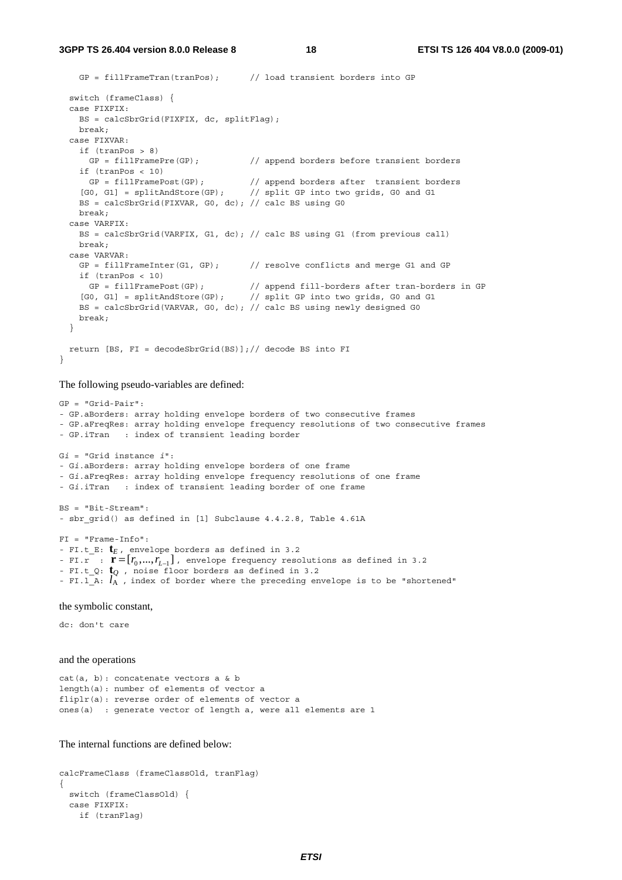```
    GP = fillFrameTran(tranPos);      // load transient borders into GP

  switch (frameClass) {
  case FIXFIX:
    BS = calcSbrGrid(FIXFIX, dc, splitFlag);
    break;
  case FIXVAR:
    if (tranPos > 8)
      GP = fillFramePre(GP);          // append borders before transient borders
    if (tranPos < 10)
      GP = fillFramePost(GP);         // append borders after  transient borders
    [G0, G1] = splitAndStore(GP);     // split GP into two grids, G0 and G1
    BS = calcSbrGrid(FIXVAR, G0, dc); // calc BS using G0
    break;
  case VARFIX:
    BS = calcSbrGrid(VARFIX, G1, dc); // calc BS using G1 (from previous call)
    break;
  case VARVAR:
    GP = fillFrameInter(G1, GP);      // resolve conflicts and merge G1 and GP
    if (tranPos < 10)
      GP = fillFramePost(GP);         // append fill-borders after tran-borders in GP
    [G0, G1] = splitAndStore(GP);     // split GP into two grids, G0 and G1
    BS = calcSbrGrid(VARVAR, G0, dc); // calc BS using newly designed G0
    break;
  }

  return [BS, FI = decodeSbrGrid(BS)];// decode BS into FI
}
```

The following pseudo-variables are defined:

```
GP = "Grid-Pair":
- GP.aBorders: array holding envelope borders of two consecutive frames
- GP.aFreqRes: array holding envelope frequency resolutions of two consecutive frames
- GP.iTran   : index of transient leading border

Gi = "Grid instance i":
- Gi.aBorders: array holding envelope borders of one frame
- Gi.aFreqRes: array holding envelope frequency resolutions of one frame
- Gi.iTran   : index of transient leading border of one frame

BS = "Bit-Stream":
- sbr_grid() as defined in [1] Subclause 4.4.2.8, Table 4.61A
```

FI = "Frame-Info":
- FI.t_E: $\mathbf{t}_E$ , envelope borders as defined in 3.2
- FI.r : $\mathbf{r} = [r_0, ..., r_{L-1}]$ , envelope frequency resolutions as defined in 3.2
- FI.t_Q: $\mathbf{t}_Q$ , noise floor borders as defined in 3.2
- FI.l_A: $l_A$ , index of border where the preceding envelope is to be "shortened"

the symbolic constant,

```
dc: don't care
```

and the operations

```
cat(a, b): concatenate vectors a & b
length(a): number of elements of vector a
fliplr(a): reverse order of elements of vector a
ones(a)  : generate vector of length a, were all elements are 1
```

The internal functions are defined below:

```
calcFrameClass (frameClassOld, tranFlag)
{
  switch (frameClassOld) {
  case FIXFIX:
    if (tranFlag)
```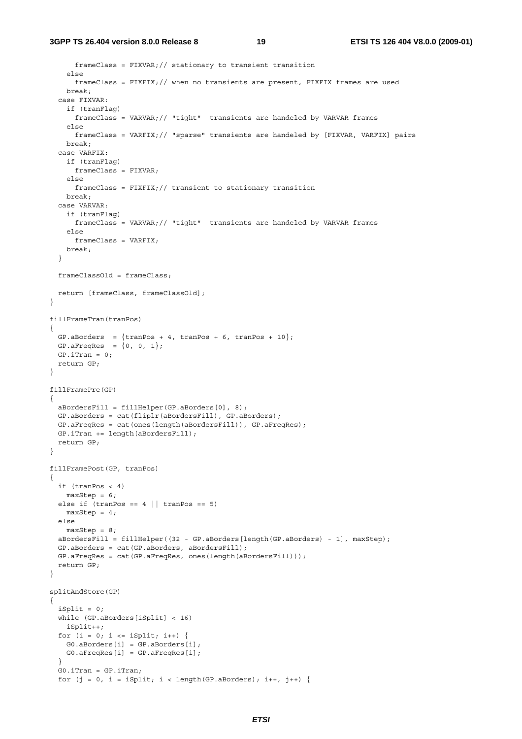```
      frameClass = FIXVAR;// stationary to transient transition
    else
      frameClass = FIXFIX;// when no transients are present, FIXFIX frames are used
    break;
  case FIXVAR:
    if (tranFlag)
      frameClass = VARVAR;// "tight"  transients are handeled by VARVAR frames
    else
      frameClass = VARFIX;// "sparse" transients are handeled by [FIXVAR, VARFIX] pairs
    break;
  case VARFIX:
    if (tranFlag)
      frameClass = FIXVAR;
    else
      frameClass = FIXFIX;// transient to stationary transition
    break;
  case VARVAR:
    if (tranFlag)
      frameClass = VARVAR;// "tight"  transients are handeled by VARVAR frames
    else
      frameClass = VARFIX;
    break;
  }

  frameClassOld = frameClass;

  return [frameClass, frameClassOld];
}

fillFrameTran(tranPos)
{
  GP.aBorders  = {tranPos + 4, tranPos + 6, tranPos + 10};
  GP.aFreqRes  = {0, 0, 1};
  GP.iTran = 0;
  return GP;
}

fillFramePre(GP)
{
  aBordersFill = fillHelper(GP.aBorders[0], 8);
  GP.aBorders = cat(fliplr(aBordersFill), GP.aBorders);
  GP.aFreqRes = cat(ones(length(aBordersFill)), GP.aFreqRes);
  GP.iTran += length(aBordersFill);
  return GP;
}

fillFramePost(GP, tranPos)
{
  if (tranPos < 4)
    maxStep = 6;
  else if (tranPos == 4 || tranPos == 5)
    maxStep = 4;
  else
    maxStep = 8;
  aBordersFill = fillHelper((32 - GP.aBorders[length(GP.aBorders) - 1], maxStep);
  GP.aBorders = cat(GP.aBorders, aBordersFill);
  GP.aFreqRes = cat(GP.aFreqRes, ones(length(aBordersFill)));
  return GP;
}

splitAndStore(GP)
{
  iSplit = 0;
  while (GP.aBorders[iSplit] < 16)
    iSplit++;
  for (i = 0; i <= iSplit; i++) {
    G0.aBorders[i] = GP.aBorders[i];
    G0.aFreqRes[i] = GP.aFreqRes[i];
  }
  G0.iTran = GP.iTran;
  for (j = 0, i = iSplit; i < length(GP.aBorders); i++, j++) {
```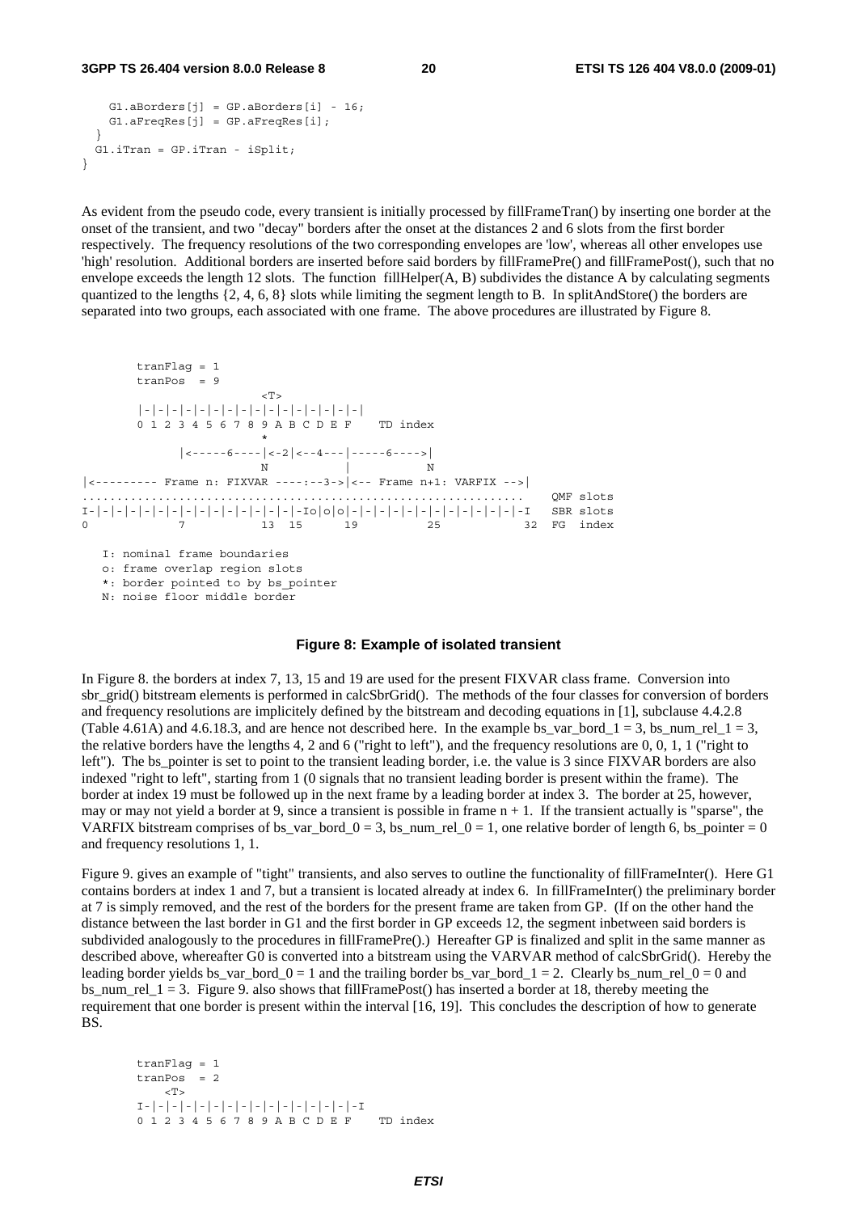```
    G1.aBorders[j] = GP.aBorders[i] - 16;
    G1.aFreqRes[j] = GP.aFreqRes[i];
  }
  G1.iTran = GP.iTran - iSplit;
}
```

As evident from the pseudo code, every transient is initially processed by fillFrameTran() by inserting one border at the onset of the transient, and two "decay" borders after the onset at the distances 2 and 6 slots from the first border respectively. The frequency resolutions of the two corresponding envelopes are 'low', whereas all other envelopes use 'high' resolution. Additional borders are inserted before said borders by fillFramePre() and fillFramePost(), such that no envelope exceeds the length 12 slots. The function fillHelper(A, B) subdivides the distance A by calculating segments quantized to the lengths {2, 4, 6, 8} slots while limiting the segment length to B. In splitAndStore() the borders are separated into two groups, each associated with one frame. The above procedures are illustrated by Figure 8.

```
        tranFlag = 1
        tranPos  = 9
                          <T>
        |-|-|-|-|-|-|-|-|-|-|-|-|-|-|-|-|
        0 1 2 3 4 5 6 7 8 9 A B C D E F     TD index
                          *
              |<-----6----|<-2|<--4---|-----6---->|
                          N           |           N
|<--------- Frame n: FIXVAR ----:--3->|<-- Frame n+1: VARFIX -->|
.................................................................   QMF slots
I-|-|-|-|-|-|-|-|-|-|-|-|-|-|-|-|-Io|o|o|-|-|-|-|-|-|-|-|-|-|-|-|-I   SBR slots
0             7           13  15      19          25            32  FG  index

   I: nominal frame boundaries
   o: frame overlap region slots
   *: border pointed to by bs_pointer
   N: noise floor middle border
```

**Figure 8: Example of isolated transient**

In Figure 8. the borders at index 7, 13, 15 and 19 are used for the present FIXVAR class frame. Conversion into sbr_grid() bitstream elements is performed in calcSbrGrid(). The methods of the four classes for conversion of borders and frequency resolutions are implicitely defined by the bitstream and decoding equations in [1], subclause 4.4.2.8 (Table 4.61A) and 4.6.18.3, and are hence not described here. In the example bs_var_bord_1 = 3, bs_num_rel_1 = 3, the relative borders have the lengths 4, 2 and 6 ("right to left"), and the frequency resolutions are 0, 0, 1, 1 ("right to left"). The bs_pointer is set to point to the transient leading border, i.e. the value is 3 since FIXVAR borders are also indexed "right to left", starting from 1 (0 signals that no transient leading border is present within the frame). The border at index 19 must be followed up in the next frame by a leading border at index 3. The border at 25, however, may or may not yield a border at 9, since a transient is possible in frame n + 1. If the transient actually is "sparse", the VARFIX bitstream comprises of bs_var_bord_0 = 3, bs_num_rel_0 = 1, one relative border of length 6, bs_pointer = 0 and frequency resolutions 1, 1.

Figure 9. gives an example of "tight" transients, and also serves to outline the functionality of fillFrameInter(). Here G1 contains borders at index 1 and 7, but a transient is located already at index 6. In fillFrameInter() the preliminary border at 7 is simply removed, and the rest of the borders for the present frame are taken from GP. (If on the other hand the distance between the last border in G1 and the first border in GP exceeds 12, the segment inbetween said borders is subdivided analogously to the procedures in fillFramePre().) Hereafter GP is finalized and split in the same manner as described above, whereafter G0 is converted into a bitstream using the VARVAR method of calcSbrGrid(). Hereby the leading border yields bs_var_bord_0 = 1 and the trailing border bs_var_bord_1 = 2. Clearly bs_num_rel_0 = 0 and bs_num_rel_1 = 3. Figure 9. also shows that fillFramePost() has inserted a border at 18, thereby meeting the requirement that one border is present within the interval [16, 19]. This concludes the description of how to generate BS.

```
        tranFlag = 1
        tranPos  = 2
            <T>
        I-|-|-|-|-|-|-|-|-|-|-|-|-|-|-|-I
        0 1 2 3 4 5 6 7 8 9 A B C D E F     TD index
```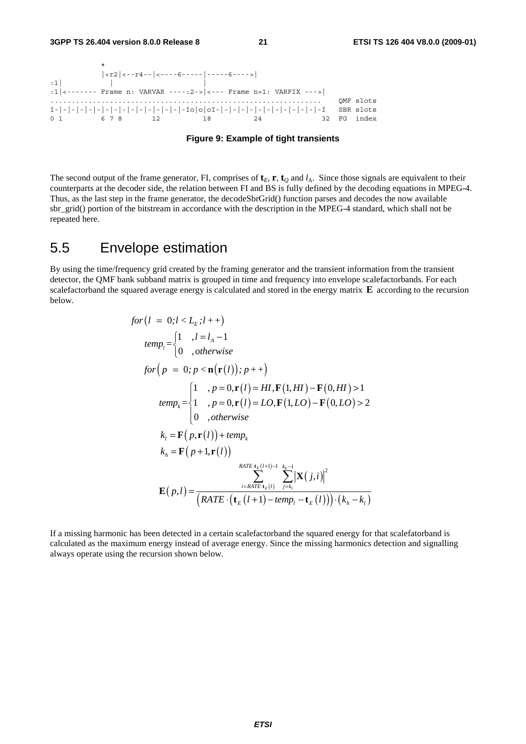```
            *
            |<r2|<--r4--|<----6-----|-----6---->|
:1|           |                     |
:1|<------- Frame n: VARVAR ----:2->|<--- Frame n+1: VARFIX --->|
..............................................................   QMF slots
I-|-|-|-|-|-|-|-|-|-|-|-|-|-|-|-|-Io|o|oI-|-|-|-|-|-|-|-|-|-|-|-|-I   SBR slots
0 1         6 7 8       12          18          24              32  FG  index
```

**Figure 9: Example of tight transients**

The second output of the frame generator, FI, comprises of $\mathbf{t}_E$, $\mathbf{r}$, $\mathbf{t}_Q$ and $l_A$. Since those signals are equivalent to their counterparts at the decoder side, the relation between FI and BS is fully defined by the decoding equations in MPEG-4. Thus, as the last step in the frame generator, the decodeSbrGrid() function parses and decodes the now available sbr_grid() portion of the bitstream in accordance with the description in the MPEG-4 standard, which shall not be repeated here.

## 5.5 Envelope estimation

By using the time/frequency grid created by the framing generator and the transient information from the transient detector, the QMF bank subband matrix is grouped in time and frequency into envelope scalefactorbands. For each scalefactorband the squared average energy is calculated and stored in the energy matrix $\mathbf{E}$ according to the recursion below.

$$
\begin{aligned}
& for\left(l \;=\; 0; l < L_E; l++\right) \\
& \quad temp_l = \begin{cases} 1 & , l = l_A - 1 \\ 0 & , otherwise \end{cases} \\
& \quad for\left(p \;=\; 0; p < \mathbf{n}\left(\mathbf{r}(l)\right); p++\right) \\
& \qquad temp_k = \begin{cases} 1 & , p = 0, \mathbf{r}(l) = HI, \mathbf{F}(1,HI) - \mathbf{F}(0,HI) > 1 \\ 1 & , p = 0, \mathbf{r}(l) = LO, \mathbf{F}(1,LO) - \mathbf{F}(0,LO) > 2 \\ 0 & , otherwise \end{cases} \\
& \qquad k_l = \mathbf{F}\left(p, \mathbf{r}(l)\right) + temp_k \\
& \qquad k_h = \mathbf{F}\left(p+1, \mathbf{r}(l)\right) \\
& \qquad \mathbf{E}(p,l) = \frac{\displaystyle\sum_{i=RATE \cdot \mathbf{t}_E(l)}^{RATE \cdot \mathbf{t}_E(l+1)-1} \sum_{j=k_l}^{k_h-1} \left|\mathbf{X}(j,i)\right|^2}{\left(RATE \cdot \left(\mathbf{t}_E(l+1) - temp_l - \mathbf{t}_E(l)\right)\right) \cdot \left(k_h - k_l\right)}
\end{aligned}
$$

If a missing harmonic has been detected in a certain scalefactorband the squared energy for that scalefatorband is calculated as the maximum energy instead of average energy. Since the missing harmonics detection and signalling always operate using the recursion shown below.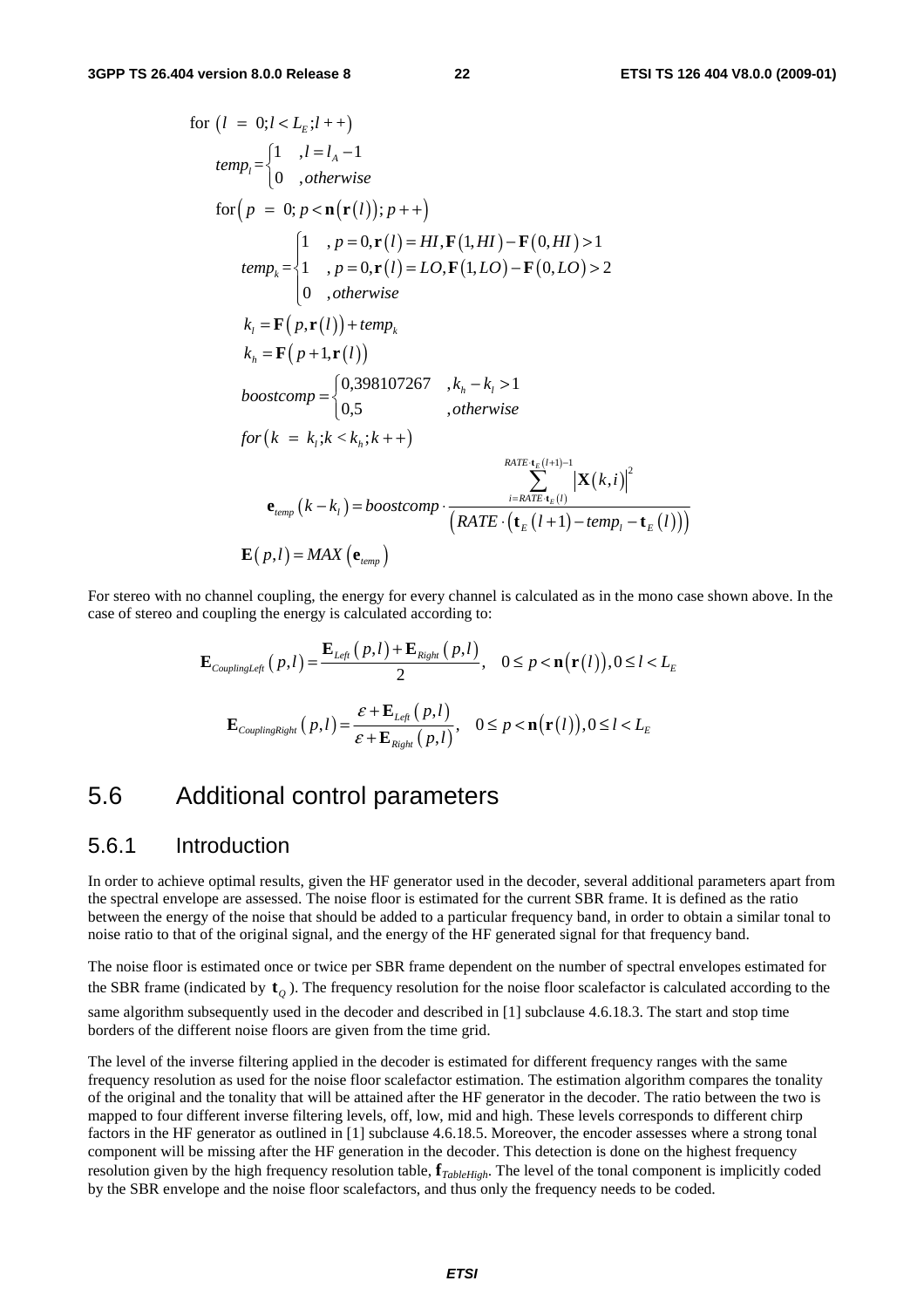$$
\begin{aligned}
&\text{for } \left(l = 0; l < L_E; l++\right) \\
&\quad temp_l = \begin{cases} 1 & , l = l_A - 1 \\ 0 & , otherwise \end{cases} \\
&\quad \text{for} \left(p = 0; p < \mathbf{n}\left(\mathbf{r}(l)\right); p++\right) \\
&\qquad temp_k = \begin{cases} 1 & , p = 0, \mathbf{r}(l) = HI, \mathbf{F}(1,HI) - \mathbf{F}(0,HI) > 1 \\ 1 & , p = 0, \mathbf{r}(l) = LO, \mathbf{F}(1,LO) - \mathbf{F}(0,LO) > 2 \\ 0 & , otherwise \end{cases} \\
&\qquad k_l = \mathbf{F}\left(p, \mathbf{r}(l)\right) + temp_k \\
&\qquad k_h = \mathbf{F}\left(p+1, \mathbf{r}(l)\right) \\
&\qquad boostcomp = \begin{cases} 0{,}398107267 & , k_h - k_l > 1 \\ 0{,}5 & , otherwise \end{cases} \\
&\qquad for\left(k = k_l; k < k_h; k++\right) \\
&\qquad\quad \mathbf{e}_{temp}\left(k - k_l\right) = boostcomp \cdot \frac{\sum_{i=RATE \cdot \mathbf{t}_E(l)}^{RATE \cdot \mathbf{t}_E(l+1)-1} \left|\mathbf{X}(k,i)\right|^2}{\left(RATE \cdot \left(\mathbf{t}_E(l+1) - temp_l - \mathbf{t}_E(l)\right)\right)} \\
&\qquad \mathbf{E}(p,l) = MAX\left(\mathbf{e}_{temp}\right)
\end{aligned}
$$

For stereo with no channel coupling, the energy for every channel is calculated as in the mono case shown above. In the case of stereo and coupling the energy is calculated according to:

$$
\mathbf{E}_{CouplingLeft}(p,l) = \frac{\mathbf{E}_{Left}(p,l) + \mathbf{E}_{Right}(p,l)}{2}, \quad 0 \le p < \mathbf{n}\left(\mathbf{r}(l)\right), 0 \le l < L_E
$$

$$
\mathbf{E}_{CouplingRight}(p,l) = \frac{\varepsilon + \mathbf{E}_{Left}(p,l)}{\varepsilon + \mathbf{E}_{Right}(p,l)}, \quad 0 \le p < \mathbf{n}\left(\mathbf{r}(l)\right), 0 \le l < L_E
$$

## 5.6 Additional control parameters

### 5.6.1 Introduction

In order to achieve optimal results, given the HF generator used in the decoder, several additional parameters apart from the spectral envelope are assessed. The noise floor is estimated for the current SBR frame. It is defined as the ratio between the energy of the noise that should be added to a particular frequency band, in order to obtain a similar tonal to noise ratio to that of the original signal, and the energy of the HF generated signal for that frequency band.

The noise floor is estimated once or twice per SBR frame dependent on the number of spectral envelopes estimated for the SBR frame (indicated by $\mathbf{t}_Q$). The frequency resolution for the noise floor scalefactor is calculated according to the same algorithm subsequently used in the decoder and described in [1] subclause 4.6.18.3. The start and stop time borders of the different noise floors are given from the time grid.

The level of the inverse filtering applied in the decoder is estimated for different frequency ranges with the same frequency resolution as used for the noise floor scalefactor estimation. The estimation algorithm compares the tonality of the original and the tonality that will be attained after the HF generator in the decoder. The ratio between the two is mapped to four different inverse filtering levels, off, low, mid and high. These levels corresponds to different chirp factors in the HF generator as outlined in [1] subclause 4.6.18.5. Moreover, the encoder assesses where a strong tonal component will be missing after the HF generation in the decoder. This detection is done on the highest frequency resolution given by the high frequency resolution table, $\mathbf{f}_{TableHigh}$. The level of the tonal component is implicitly coded by the SBR envelope and the noise floor scalefactors, and thus only the frequency needs to be coded.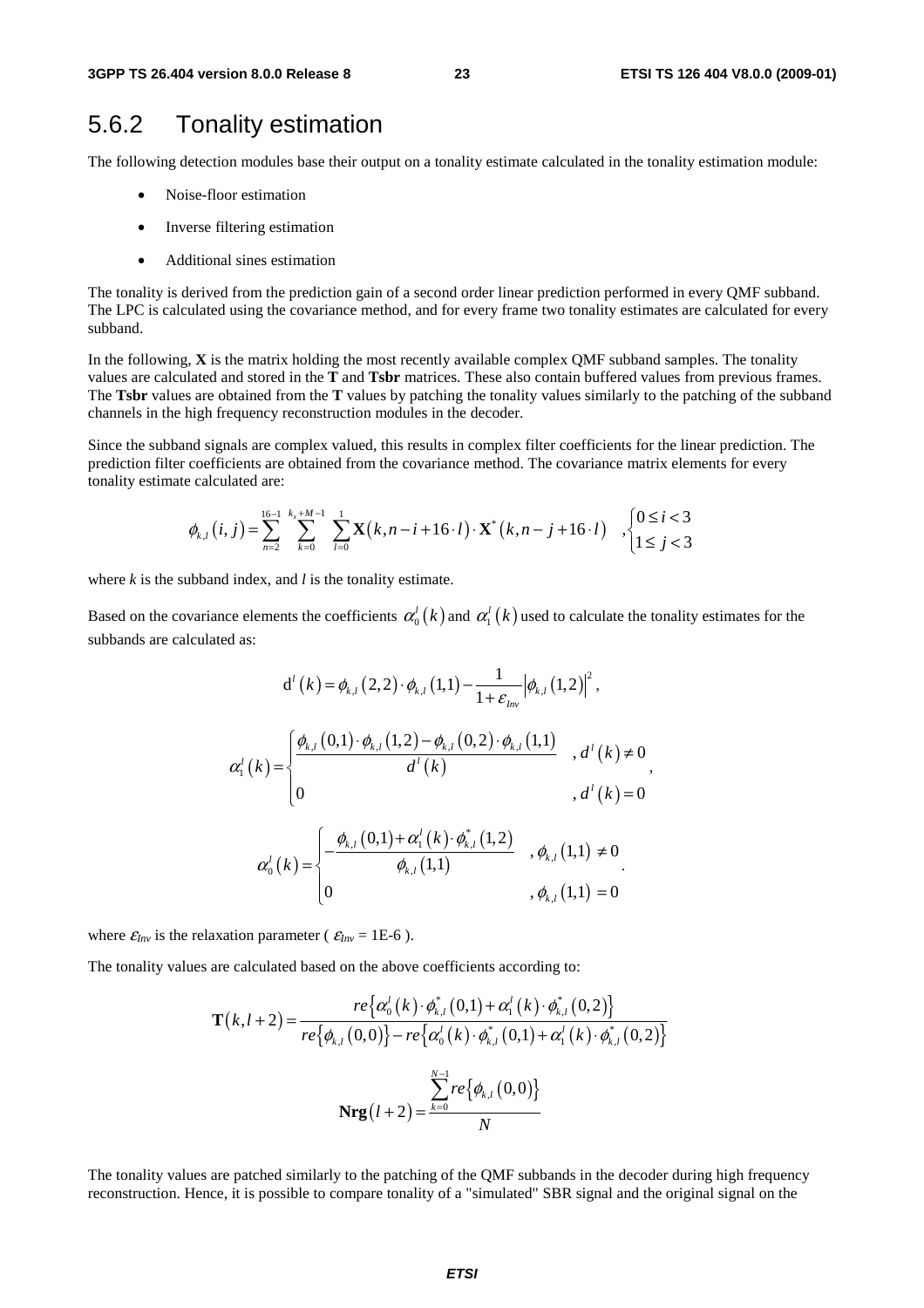## 5.6.2 Tonality estimation

The following detection modules base their output on a tonality estimate calculated in the tonality estimation module:

- Noise-floor estimation
- Inverse filtering estimation
- Additional sines estimation

The tonality is derived from the prediction gain of a second order linear prediction performed in every QMF subband. The LPC is calculated using the covariance method, and for every frame two tonality estimates are calculated for every subband.

In the following, **X** is the matrix holding the most recently available complex QMF subband samples. The tonality values are calculated and stored in the **T** and **Tsbr** matrices. These also contain buffered values from previous frames. The **Tsbr** values are obtained from the **T** values by patching the tonality values similarly to the patching of the subband channels in the high frequency reconstruction modules in the decoder.

Since the subband signals are complex valued, this results in complex filter coefficients for the linear prediction. The prediction filter coefficients are obtained from the covariance method. The covariance matrix elements for every tonality estimate calculated are:

$$\phi_{k,l}(i,j) = \sum_{n=2}^{16-1} \sum_{k=0}^{k_x+M-1} \sum_{l=0}^{1} \mathbf{X}(k, n-i+16\cdot l)\cdot \mathbf{X}^*(k, n-j+16\cdot l) \quad ,\begin{cases} 0 \le i < 3 \\ 1 \le j < 3 \end{cases}$$

where $k$ is the subband index, and $l$ is the tonality estimate.

Based on the covariance elements the coefficients $\alpha_0^l(k)$ and $\alpha_1^l(k)$ used to calculate the tonality estimates for the subbands are calculated as:

$$\mathrm{d}^l(k) = \phi_{k,l}(2,2)\cdot\phi_{k,l}(1,1) - \frac{1}{1+\varepsilon_{Inv}}\left|\phi_{k,l}(1,2)\right|^2,$$

$$\alpha_1^l(k) = \begin{cases} \dfrac{\phi_{k,l}(0,1)\cdot\phi_{k,l}(1,2) - \phi_{k,l}(0,2)\cdot\phi_{k,l}(1,1)}{d^l(k)} & , d^l(k) \ne 0 \\ 0 & , d^l(k) = 0 \end{cases},$$

$$\alpha_0^l(k) = \begin{cases} -\dfrac{\phi_{k,l}(0,1) + \alpha_1^l(k)\cdot\phi_{k,l}^*(1,2)}{\phi_{k,l}(1,1)} & , \phi_{k,l}(1,1) \ne 0 \\ 0 & , \phi_{k,l}(1,1) = 0 \end{cases}.$$

where $\varepsilon_{Inv}$ is the relaxation parameter ( $\varepsilon_{Inv}$ = 1E-6 ).

The tonality values are calculated based on the above coefficients according to:

$$\mathbf{T}(k, l+2) = \frac{re\left\{\alpha_0^l(k)\cdot\phi_{k,l}^*(0,1) + \alpha_1^l(k)\cdot\phi_{k,l}^*(0,2)\right\}}{re\left\{\phi_{k,l}(0,0)\right\} - re\left\{\alpha_0^l(k)\cdot\phi_{k,l}^*(0,1) + \alpha_1^l(k)\cdot\phi_{k,l}^*(0,2)\right\}}$$

$$\mathbf{Nrg}(l+2) = \frac{\sum_{k=0}^{N-1} re\left\{\phi_{k,l}(0,0)\right\}}{N}$$

The tonality values are patched similarly to the patching of the QMF subbands in the decoder during high frequency reconstruction. Hence, it is possible to compare tonality of a "simulated" SBR signal and the original signal on the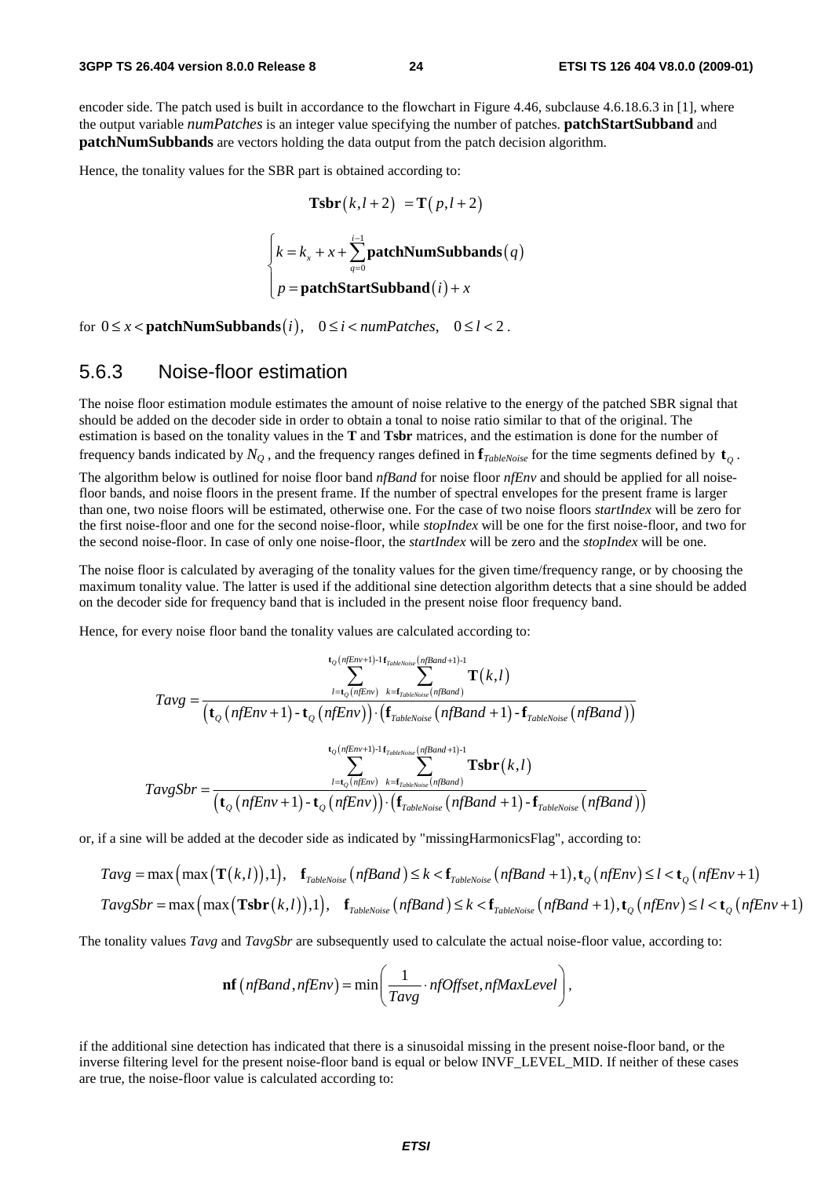encoder side. The patch used is built in accordance to the flowchart in Figure 4.46, subclause 4.6.18.6.3 in [1], where the output variable *numPatches* is an integer value specifying the number of patches. **patchStartSubband** and **patchNumSubbands** are vectors holding the data output from the patch decision algorithm.

Hence, the tonality values for the SBR part is obtained according to:

$$\mathbf{Tsbr}(k,l+2) = \mathbf{T}(p,l+2)$$

$$\begin{cases} k = k_x + x + \sum_{q=0}^{i-1} \mathbf{patchNumSubbands}(q) \\ p = \mathbf{patchStartSubband}(i) + x \end{cases}$$

for $0 \le x < \mathbf{patchNumSubbands}(i), \quad 0 \le i < numPatches, \quad 0 \le l < 2$.

### 5.6.3 Noise-floor estimation

The noise floor estimation module estimates the amount of noise relative to the energy of the patched SBR signal that should be added on the decoder side in order to obtain a tonal to noise ratio similar to that of the original. The estimation is based on the tonality values in the **T** and **Tsbr** matrices, and the estimation is done for the number of frequency bands indicated by $N_Q$, and the frequency ranges defined in $\mathbf{f}_{TableNoise}$ for the time segments defined by $\mathbf{t}_Q$.

The algorithm below is outlined for noise floor band *nfBand* for noise floor *nfEnv* and should be applied for all noise-floor bands, and noise floors in the present frame. If the number of spectral envelopes for the present frame is larger than one, two noise floors will be estimated, otherwise one. For the case of two noise floors *startIndex* will be zero for the first noise-floor and one for the second noise-floor, while *stopIndex* will be one for the first noise-floor, and two for the second noise-floor. In case of only one noise-floor, the *startIndex* will be zero and the *stopIndex* will be one.

The noise floor is calculated by averaging of the tonality values for the given time/frequency range, or by choosing the maximum tonality value. The latter is used if the additional sine detection algorithm detects that a sine should be added on the decoder side for frequency band that is included in the present noise floor frequency band.

Hence, for every noise floor band the tonality values are calculated according to:

$$Tavg = \frac{\sum_{l=\mathbf{t}_Q(nfEnv)}^{\mathbf{t}_Q(nfEnv+1)-1} \sum_{k=\mathbf{f}_{TableNoise}(nfBand)}^{\mathbf{f}_{TableNoise}(nfBand+1)-1} \mathbf{T}(k,l)}{\left(\mathbf{t}_Q(nfEnv+1) - \mathbf{t}_Q(nfEnv)\right) \cdot \left(\mathbf{f}_{TableNoise}(nfBand+1) - \mathbf{f}_{TableNoise}(nfBand)\right)}$$

$$TavgSbr = \frac{\sum_{l=\mathbf{t}_Q(nfEnv)}^{\mathbf{t}_Q(nfEnv+1)-1} \sum_{k=\mathbf{f}_{TableNoise}(nfBand)}^{\mathbf{f}_{TableNoise}(nfBand+1)-1} \mathbf{Tsbr}(k,l)}{\left(\mathbf{t}_Q(nfEnv+1) - \mathbf{t}_Q(nfEnv)\right) \cdot \left(\mathbf{f}_{TableNoise}(nfBand+1) - \mathbf{f}_{TableNoise}(nfBand)\right)}$$

or, if a sine will be added at the decoder side as indicated by "missingHarmonicsFlag", according to:

$$Tavg = \max\left(\max\left(\mathbf{T}(k,l)\right),1\right), \quad \mathbf{f}_{TableNoise}(nfBand) \le k < \mathbf{f}_{TableNoise}(nfBand+1), \mathbf{t}_Q(nfEnv) \le l < \mathbf{t}_Q(nfEnv+1)$$

$$TavgSbr = \max\left(\max\left(\mathbf{Tsbr}(k,l)\right),1\right), \quad \mathbf{f}_{TableNoise}(nfBand) \le k < \mathbf{f}_{TableNoise}(nfBand+1), \mathbf{t}_Q(nfEnv) \le l < \mathbf{t}_Q(nfEnv+1)$$

The tonality values *Tavg* and *TavgSbr* are subsequently used to calculate the actual noise-floor value, according to:

$$\mathbf{nf}(nfBand, nfEnv) = \min\left(\frac{1}{Tavg} \cdot nfOffset, nfMaxLevel\right),$$

if the additional sine detection has indicated that there is a sinusoidal missing in the present noise-floor band, or the inverse filtering level for the present noise-floor band is equal or below INVF_LEVEL_MID. If neither of these cases are true, the noise-floor value is calculated according to: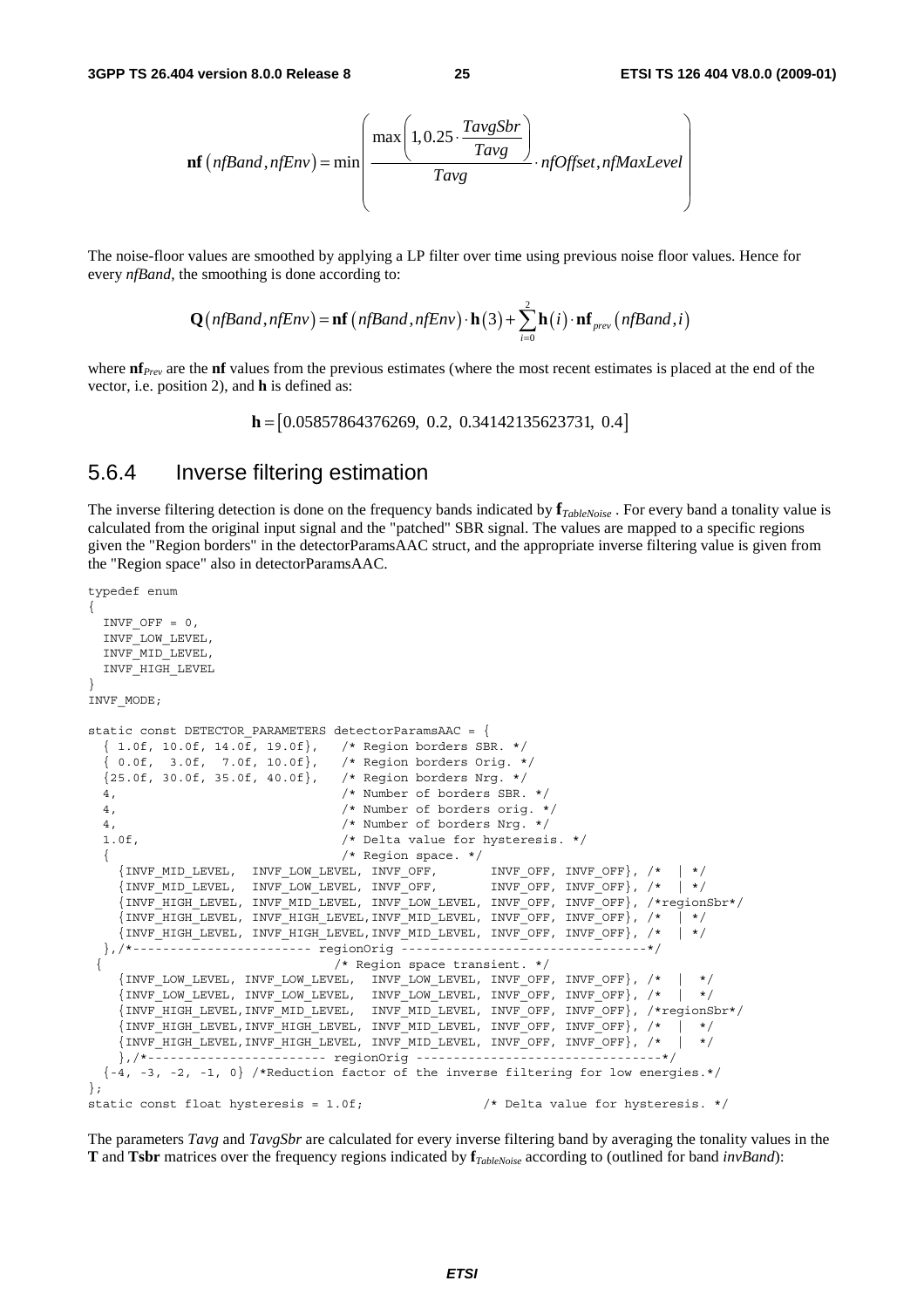$$\mathbf{nf}\left(nfBand, nfEnv\right) = \min\left(\frac{\max\left(1, 0.25 \cdot \frac{TavgSbr}{Tavg}\right)}{Tavg} \cdot nfOffset, nfMaxLevel\right)$$

The noise-floor values are smoothed by applying a LP filter over time using previous noise floor values. Hence for every *nfBand*, the smoothing is done according to:

$$\mathbf{Q}\left(nfBand, nfEnv\right) = \mathbf{nf}\left(nfBand, nfEnv\right) \cdot \mathbf{h}\left(3\right) + \sum_{i=0}^{2} \mathbf{h}\left(i\right) \cdot \mathbf{nf}_{prev}\left(nfBand, i\right)$$

where $\mathbf{nf}_{Prev}$ are the **nf** values from the previous estimates (where the most recent estimates is placed at the end of the vector, i.e. position 2), and **h** is defined as:

$$\mathbf{h} = \left[0.05857864376269,\ 0.2,\ 0.34142135623731,\ 0.4\right]$$

## 5.6.4 Inverse filtering estimation

The inverse filtering detection is done on the frequency bands indicated by $\mathbf{f}_{TableNoise}$. For every band a tonality value is calculated from the original input signal and the "patched" SBR signal. The values are mapped to a specific regions given the "Region borders" in the detectorParamsAAC struct, and the appropriate inverse filtering value is given from the "Region space" also in detectorParamsAAC.

```
typedef enum
{
  INVF_OFF = 0,
  INVF_LOW_LEVEL,
  INVF_MID_LEVEL,
  INVF_HIGH_LEVEL
}
INVF_MODE;

static const DETECTOR_PARAMETERS detectorParamsAAC = {
  { 1.0f, 10.0f, 14.0f, 19.0f},   /* Region borders SBR. */
  { 0.0f,  3.0f,  7.0f, 10.0f},   /* Region borders Orig. */
  {25.0f, 30.0f, 35.0f, 40.0f},   /* Region borders Nrg. */
  4,                              /* Number of borders SBR. */
  4,                              /* Number of borders orig. */
  4,                              /* Number of borders Nrg. */
  1.0f,                           /* Delta value for hysteresis. */
  {                               /* Region space. */
    {INVF_MID_LEVEL,  INVF_LOW_LEVEL, INVF_OFF,       INVF_OFF, INVF_OFF}, /*  | */
    {INVF_MID_LEVEL,  INVF_LOW_LEVEL, INVF_OFF,       INVF_OFF, INVF_OFF}, /*  | */
    {INVF_HIGH_LEVEL, INVF_MID_LEVEL, INVF_LOW_LEVEL, INVF_OFF, INVF_OFF}, /*regionSbr*/
    {INVF_HIGH_LEVEL, INVF_HIGH_LEVEL,INVF_MID_LEVEL, INVF_OFF, INVF_OFF}, /*  | */
    {INVF_HIGH_LEVEL, INVF_HIGH_LEVEL,INVF_MID_LEVEL, INVF_OFF, INVF_OFF}, /*  | */
  },/*------------------------ regionOrig ---------------------------------*/
 {                                /* Region space transient. */
    {INVF_LOW_LEVEL, INVF_LOW_LEVEL,  INVF_LOW_LEVEL, INVF_OFF, INVF_OFF}, /*  |  */
    {INVF_LOW_LEVEL, INVF_LOW_LEVEL,  INVF_LOW_LEVEL, INVF_OFF, INVF_OFF}, /*  |  */
    {INVF_HIGH_LEVEL,INVF_MID_LEVEL,  INVF_MID_LEVEL, INVF_OFF, INVF_OFF}, /*regionSbr*/
    {INVF_HIGH_LEVEL,INVF_HIGH_LEVEL, INVF_MID_LEVEL, INVF_OFF, INVF_OFF}, /*  |  */
    {INVF_HIGH_LEVEL,INVF_HIGH_LEVEL, INVF_MID_LEVEL, INVF_OFF, INVF_OFF}, /*  |  */
    },/*------------------------ regionOrig ---------------------------------*/
  {-4, -3, -2, -1, 0} /*Reduction factor of the inverse filtering for low energies.*/
};
static const float hysteresis = 1.0f;               /* Delta value for hysteresis. */
```

The parameters *Tavg* and *TavgSbr* are calculated for every inverse filtering band by averaging the tonality values in the **T** and **Tsbr** matrices over the frequency regions indicated by $\mathbf{f}_{TableNoise}$ according to (outlined for band *invBand*):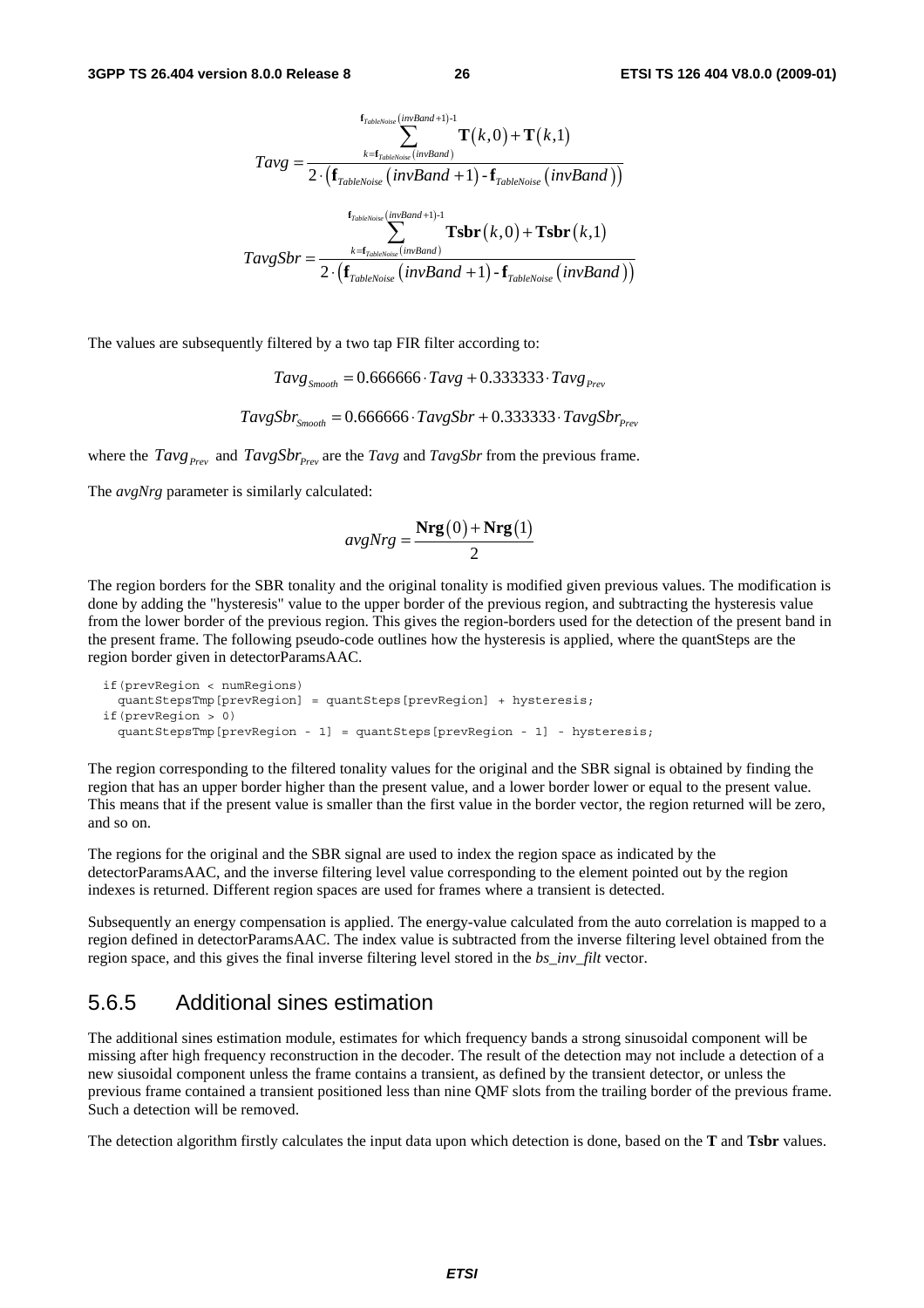$$Tavg = \frac{\sum_{k=\mathbf{f}_{TableNoise}(invBand)}^{\mathbf{f}_{TableNoise}(invBand+1)-1} \mathbf{T}(k,0) + \mathbf{T}(k,1)}{2 \cdot \left(\mathbf{f}_{TableNoise}(invBand+1) - \mathbf{f}_{TableNoise}(invBand)\right)}$$

$$TavgSbr = \frac{\sum_{k=\mathbf{f}_{TableNoise}(invBand)}^{\mathbf{f}_{TableNoise}(invBand+1)-1} \mathbf{Tsbr}(k,0) + \mathbf{Tsbr}(k,1)}{2 \cdot \left(\mathbf{f}_{TableNoise}(invBand+1) - \mathbf{f}_{TableNoise}(invBand)\right)}$$

The values are subsequently filtered by a two tap FIR filter according to:

$$Tavg_{Smooth} = 0.666666 \cdot Tavg + 0.333333 \cdot Tavg_{Prev}$$

$$TavgSbr_{Smooth} = 0.666666 \cdot TavgSbr + 0.333333 \cdot TavgSbr_{Prev}$$

where the $Tavg_{Prev}$ and $TavgSbr_{Prev}$ are the *Tavg* and *TavgSbr* from the previous frame.

The *avgNrg* parameter is similarly calculated:

$$avgNrg = \frac{\mathbf{Nrg}(0) + \mathbf{Nrg}(1)}{2}$$

The region borders for the SBR tonality and the original tonality is modified given previous values. The modification is done by adding the "hysteresis" value to the upper border of the previous region, and subtracting the hysteresis value from the lower border of the previous region. This gives the region-borders used for the detection of the present band in the present frame. The following pseudo-code outlines how the hysteresis is applied, where the quantSteps are the region border given in detectorParamsAAC.

```
if(prevRegion < numRegions)
  quantStepsTmp[prevRegion] = quantSteps[prevRegion] + hysteresis;
if(prevRegion > 0)
  quantStepsTmp[prevRegion - 1] = quantSteps[prevRegion - 1] - hysteresis;
```

The region corresponding to the filtered tonality values for the original and the SBR signal is obtained by finding the region that has an upper border higher than the present value, and a lower border lower or equal to the present value. This means that if the present value is smaller than the first value in the border vector, the region returned will be zero, and so on.

The regions for the original and the SBR signal are used to index the region space as indicated by the detectorParamsAAC, and the inverse filtering level value corresponding to the element pointed out by the region indexes is returned. Different region spaces are used for frames where a transient is detected.

Subsequently an energy compensation is applied. The energy-value calculated from the auto correlation is mapped to a region defined in detectorParamsAAC. The index value is subtracted from the inverse filtering level obtained from the region space, and this gives the final inverse filtering level stored in the *bs_inv_filt* vector.

## 5.6.5 Additional sines estimation

The additional sines estimation module, estimates for which frequency bands a strong sinusoidal component will be missing after high frequency reconstruction in the decoder. The result of the detection may not include a detection of a new siusoidal component unless the frame contains a transient, as defined by the transient detector, or unless the previous frame contained a transient positioned less than nine QMF slots from the trailing border of the previous frame. Such a detection will be removed.

The detection algorithm firstly calculates the input data upon which detection is done, based on the **T** and **Tsbr** values.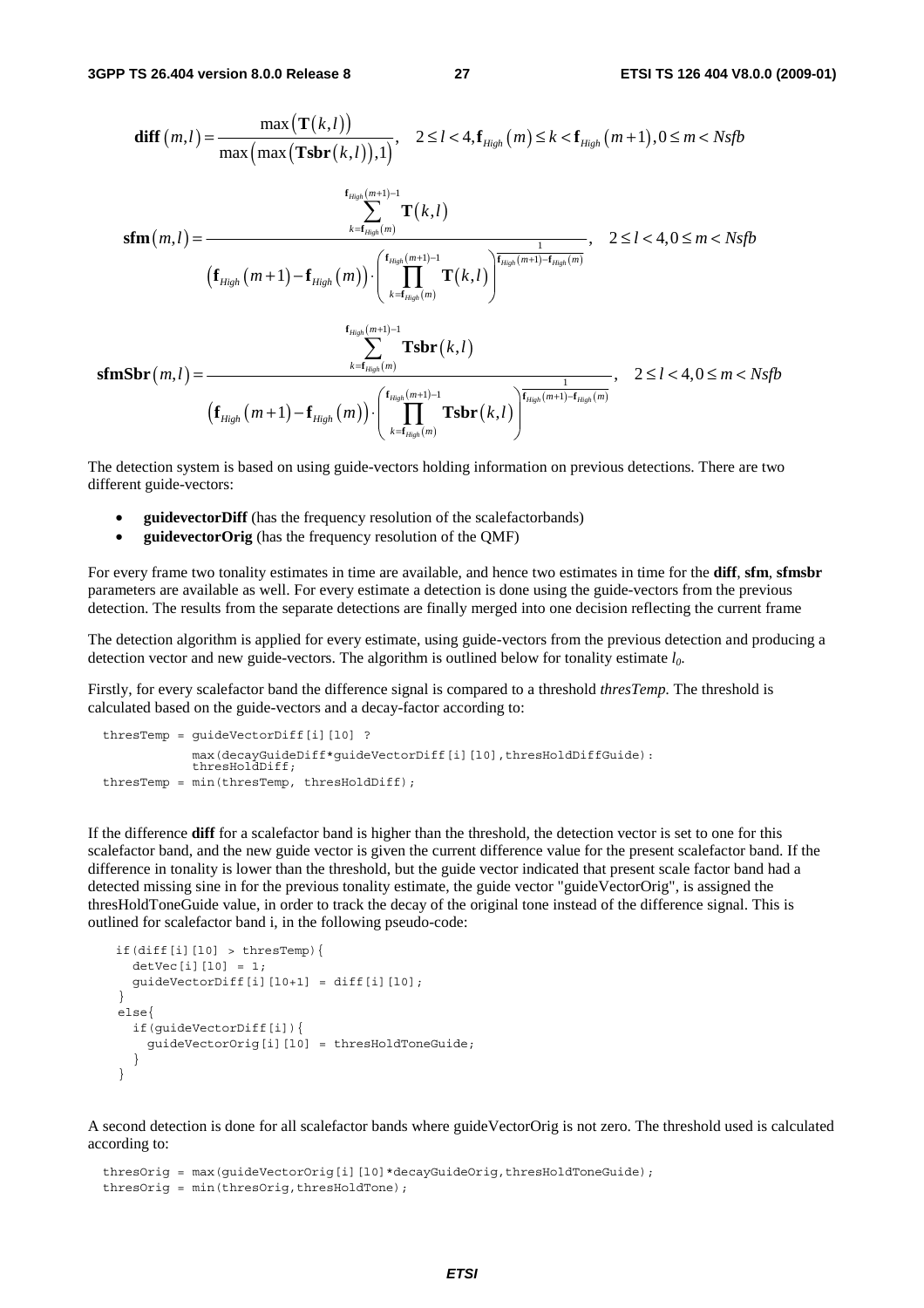$$\mathbf{diff}(m,l) = \frac{\max(\mathbf{T}(k,l))}{\max(\max(\mathbf{Tsbr}(k,l)),1)}, \quad 2 \le l < 4, \mathbf{f}_{High}(m) \le k < \mathbf{f}_{High}(m+1), 0 \le m < Nsfb$$

$$\mathbf{sfm}(m,l) = \frac{\sum_{k=\mathbf{f}_{High}(m)}^{\mathbf{f}_{High}(m+1)-1} \mathbf{T}(k,l)}{\left(\mathbf{f}_{High}(m+1) - \mathbf{f}_{High}(m)\right) \cdot \left(\prod_{k=\mathbf{f}_{High}(m)}^{\mathbf{f}_{High}(m+1)-1} \mathbf{T}(k,l)\right)^{\frac{1}{\mathbf{f}_{High}(m+1)-\mathbf{f}_{High}(m)}}}, \quad 2 \le l < 4, 0 \le m < Nsfb$$

$$\mathbf{sfmSbr}(m,l) = \frac{\sum_{k=\mathbf{f}_{High}(m)}^{\mathbf{f}_{High}(m+1)-1} \mathbf{Tsbr}(k,l)}{\left(\mathbf{f}_{High}(m+1) - \mathbf{f}_{High}(m)\right) \cdot \left(\prod_{k=\mathbf{f}_{High}(m)}^{\mathbf{f}_{High}(m+1)-1} \mathbf{Tsbr}(k,l)\right)^{\frac{1}{\mathbf{f}_{High}(m+1)-\mathbf{f}_{High}(m)}}}, \quad 2 \le l < 4, 0 \le m < Nsfb$$

The detection system is based on using guide-vectors holding information on previous detections. There are two different guide-vectors:

- **guidevectorDiff** (has the frequency resolution of the scalefactorbands)
- **guidevectorOrig** (has the frequency resolution of the QMF)

For every frame two tonality estimates in time are available, and hence two estimates in time for the **diff**, **sfm**, **sfmsbr** parameters are available as well. For every estimate a detection is done using the guide-vectors from the previous detection. The results from the separate detections are finally merged into one decision reflecting the current frame

The detection algorithm is applied for every estimate, using guide-vectors from the previous detection and producing a detection vector and new guide-vectors. The algorithm is outlined below for tonality estimate $l_0$.

Firstly, for every scalefactor band the difference signal is compared to a threshold *thresTemp*. The threshold is calculated based on the guide-vectors and a decay-factor according to:

```
thresTemp = guideVectorDiff[i][l0] ?
            max(decayGuideDiff*guideVectorDiff[i][l0],thresHoldDiffGuide):
            thresHoldDiff;
thresTemp = min(thresTemp, thresHoldDiff);
```

If the difference **diff** for a scalefactor band is higher than the threshold, the detection vector is set to one for this scalefactor band, and the new guide vector is given the current difference value for the present scalefactor band. If the difference in tonality is lower than the threshold, but the guide vector indicated that present scale factor band had a detected missing sine in for the previous tonality estimate, the guide vector "guideVectorOrig", is assigned the thresHoldToneGuide value, in order to track the decay of the original tone instead of the difference signal. This is outlined for scalefactor band i, in the following pseudo-code:

```
if(diff[i][l0] > thresTemp){
   detVec[i][l0] = 1;
   guideVectorDiff[i][l0+1] = diff[i][l0];
 }
 else{
   if(guideVectorDiff[i]){
     guideVectorOrig[i][l0] = thresHoldToneGuide;
   }
 }
```

A second detection is done for all scalefactor bands where guideVectorOrig is not zero. The threshold used is calculated according to:

```
thresOrig = max(guideVectorOrig[i][l0]*decayGuideOrig,thresHoldToneGuide);
thresOrig = min(thresOrig,thresHoldTone);
```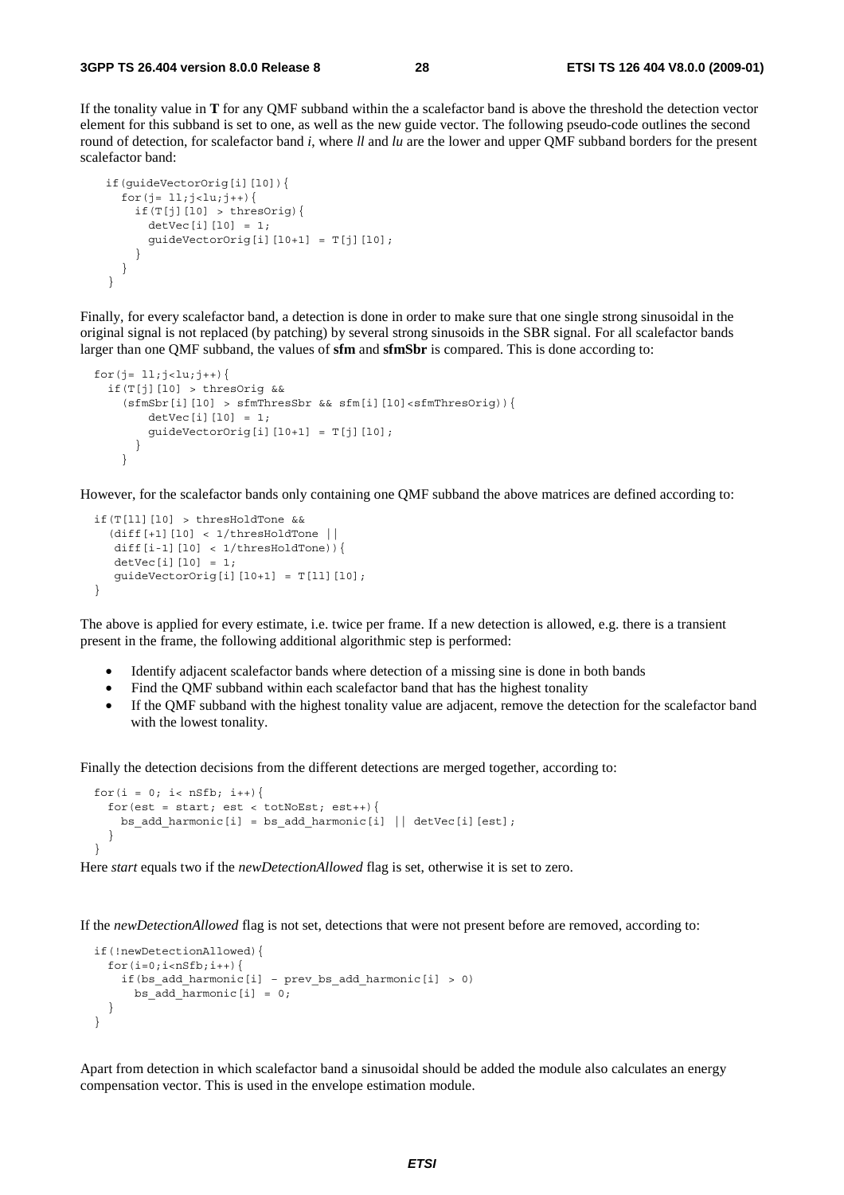If the tonality value in **T** for any QMF subband within the a scalefactor band is above the threshold the detection vector element for this subband is set to one, as well as the new guide vector. The following pseudo-code outlines the second round of detection, for scalefactor band *i*, where *ll* and *lu* are the lower and upper QMF subband borders for the present scalefactor band:

```
if(guideVectorOrig[i][l0]){
  for(j= ll;j<lu;j++){
    if(T[j][l0] > thresOrig){
      detVec[i][l0] = 1;
      guideVectorOrig[i][l0+1] = T[j][l0];
    }
  }
}
```

Finally, for every scalefactor band, a detection is done in order to make sure that one single strong sinusoidal in the original signal is not replaced (by patching) by several strong sinusoids in the SBR signal. For all scalefactor bands larger than one QMF subband, the values of **sfm** and **sfmSbr** is compared. This is done according to:

```
for(j= ll;j<lu;j++){
  if(T[j][l0] > thresOrig &&
    (sfmSbr[i][l0] > sfmThresSbr && sfm[i][l0]<sfmThresOrig)){
        detVec[i][l0] = 1;
        guideVectorOrig[i][l0+1] = T[j][l0];
      }
    }
```

However, for the scalefactor bands only containing one QMF subband the above matrices are defined according to:

```
if(T[ll][l0] > thresHoldTone &&
  (diff[+1][l0] < 1/thresHoldTone ||
   diff[i-1][l0] < 1/thresHoldTone)){
   detVec[i][l0] = 1;
   guideVectorOrig[i][l0+1] = T[ll][l0];
}
```

The above is applied for every estimate, i.e. twice per frame. If a new detection is allowed, e.g. there is a transient present in the frame, the following additional algorithmic step is performed:

- Identify adjacent scalefactor bands where detection of a missing sine is done in both bands
- Find the QMF subband within each scalefactor band that has the highest tonality
- If the QMF subband with the highest tonality value are adjacent, remove the detection for the scalefactor band with the lowest tonality.

Finally the detection decisions from the different detections are merged together, according to:

```
for(i = 0; i< nSfb; i++){
  for(est = start; est < totNoEst; est++){
    bs_add_harmonic[i] = bs_add_harmonic[i] || detVec[i][est];
  }
}
```

Here *start* equals two if the *newDetectionAllowed* flag is set, otherwise it is set to zero.

If the *newDetectionAllowed* flag is not set, detections that were not present before are removed, according to:

```
if(!newDetectionAllowed){
  for(i=0;i<nSfb;i++){
    if(bs_add_harmonic[i] - prev_bs_add_harmonic[i] > 0)
      bs_add_harmonic[i] = 0;
  }
}
```

Apart from detection in which scalefactor band a sinusoidal should be added the module also calculates an energy compensation vector. This is used in the envelope estimation module.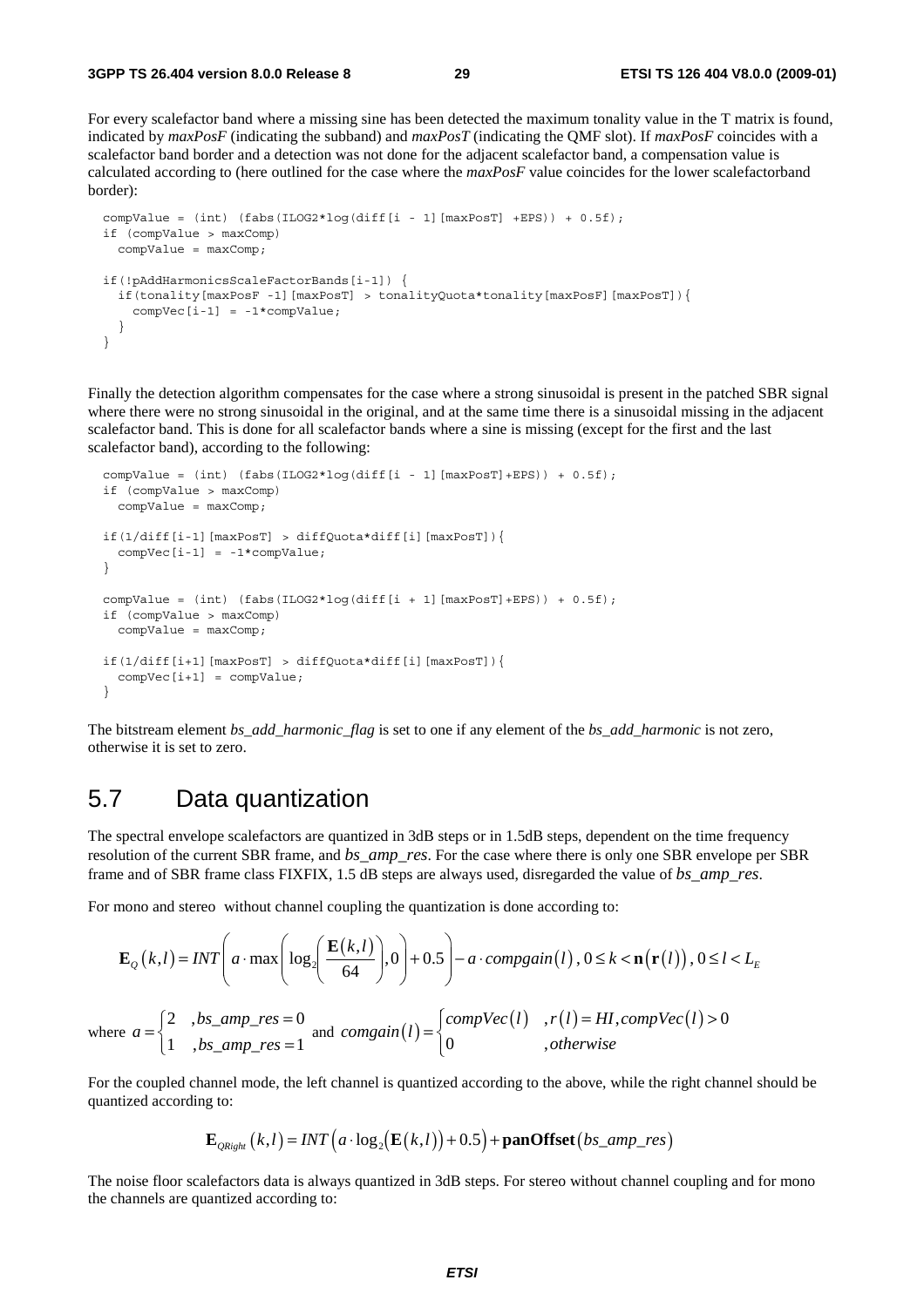For every scalefactor band where a missing sine has been detected the maximum tonality value in the T matrix is found, indicated by *maxPosF* (indicating the subband) and *maxPosT* (indicating the QMF slot). If *maxPosF* coincides with a scalefactor band border and a detection was not done for the adjacent scalefactor band, a compensation value is calculated according to (here outlined for the case where the *maxPosF* value coincides for the lower scalefactorband border):

```
compValue = (int) (fabs(ILOG2*log(diff[i - 1][maxPosT] +EPS)) + 0.5f);
if (compValue > maxComp)
  compValue = maxComp;

if(!pAddHarmonicsScaleFactorBands[i-1]) {
  if(tonality[maxPosF -1][maxPosT] > tonalityQuota*tonality[maxPosF][maxPosT]){
    compVec[i-1] = -1*compValue;
  }
}
```

Finally the detection algorithm compensates for the case where a strong sinusoidal is present in the patched SBR signal where there were no strong sinusoidal in the original, and at the same time there is a sinusoidal missing in the adjacent scalefactor band. This is done for all scalefactor bands where a sine is missing (except for the first and the last scalefactor band), according to the following:

```
compValue = (int) (fabs(ILOG2*log(diff[i - 1][maxPosT]+EPS)) + 0.5f);
if (compValue > maxComp)
  compValue = maxComp;

if(1/diff[i-1][maxPosT] > diffQuota*diff[i][maxPosT]){
  compVec[i-1] = -1*compValue;
}

compValue = (int) (fabs(ILOG2*log(diff[i + 1][maxPosT]+EPS)) + 0.5f);
if (compValue > maxComp)
  compValue = maxComp;

if(1/diff[i+1][maxPosT] > diffQuota*diff[i][maxPosT]){
  compVec[i+1] = compValue;
}
```

The bitstream element *bs_add_harmonic_flag* is set to one if any element of the *bs_add_harmonic* is not zero, otherwise it is set to zero.

## 5.7 Data quantization

The spectral envelope scalefactors are quantized in 3dB steps or in 1.5dB steps, dependent on the time frequency resolution of the current SBR frame, and *bs_amp_res*. For the case where there is only one SBR envelope per SBR frame and of SBR frame class FIXFIX, 1.5 dB steps are always used, disregarded the value of *bs_amp_res*.

For mono and stereo without channel coupling the quantization is done according to:

$$\mathbf{E}_Q(k,l) = INT\left(a \cdot \max\left(\log_2\left(\frac{\mathbf{E}(k,l)}{64}\right),0\right) + 0.5\right) - a \cdot compgain(l),\ 0 \le k < \mathbf{n}(\mathbf{r}(l)),\ 0 \le l < L_E$$

where $a = \begin{cases} 2 & ,bs\_amp\_res = 0 \\ 1 & ,bs\_amp\_res = 1 \end{cases}$ and $comgain(l) = \begin{cases} compVec(l) & ,r(l) = HI, compVec(l) > 0 \\ 0 & ,otherwise \end{cases}$

For the coupled channel mode, the left channel is quantized according to the above, while the right channel should be quantized according to:

$$\mathbf{E}_{QRight}(k,l) = INT\left(a \cdot \log_2(\mathbf{E}(k,l)) + 0.5\right) + \mathbf{panOffset}(bs\_amp\_res)$$

The noise floor scalefactors data is always quantized in 3dB steps. For stereo without channel coupling and for mono the channels are quantized according to: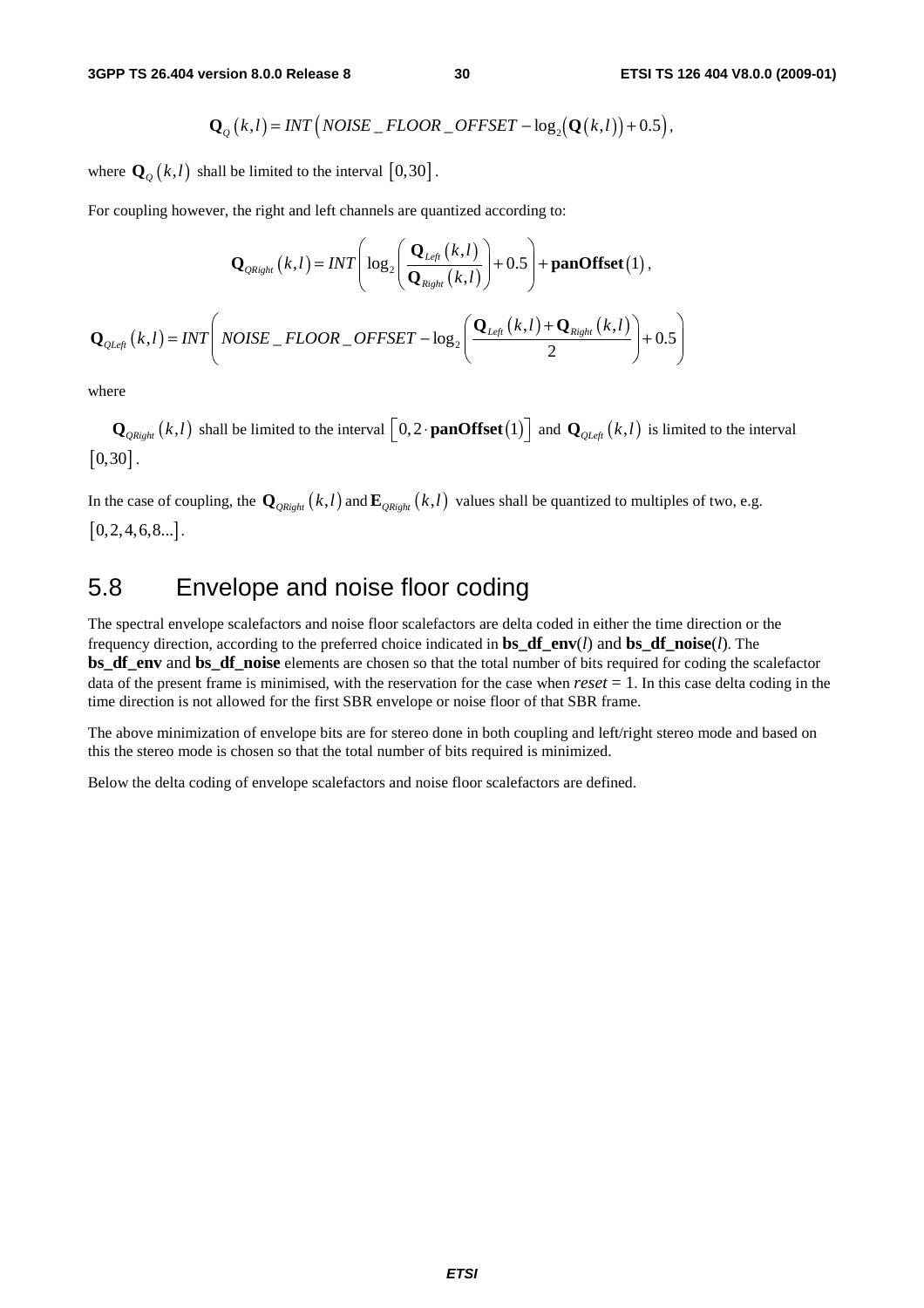$$\mathbf{Q}_Q(k,l) = INT\left(NOISE\_FLOOR\_OFFSET - \log_2\left(\mathbf{Q}(k,l)\right) + 0.5\right),$$

where $\mathbf{Q}_Q(k,l)$ shall be limited to the interval $[0,30]$.

For coupling however, the right and left channels are quantized according to:

$$\mathbf{Q}_{QRight}(k,l) = INT\left(\log_2\left(\frac{\mathbf{Q}_{Left}(k,l)}{\mathbf{Q}_{Right}(k,l)}\right) + 0.5\right) + \mathbf{panOffset}(1),$$

$$\mathbf{Q}_{QLeft}(k,l) = INT\left(NOISE\_FLOOR\_OFFSET - \log_2\left(\frac{\mathbf{Q}_{Left}(k,l) + \mathbf{Q}_{Right}(k,l)}{2}\right) + 0.5\right)$$

where

$\mathbf{Q}_{QRight}(k,l)$ shall be limited to the interval $\left[0, 2\cdot\mathbf{panOffset}(1)\right]$ and $\mathbf{Q}_{QLeft}(k,l)$ is limited to the interval $[0,30]$.

In the case of coupling, the $\mathbf{Q}_{QRight}(k,l)$ and $\mathbf{E}_{QRight}(k,l)$ values shall be quantized to multiples of two, e.g. $[0,2,4,6,8...]$.

## 5.8 Envelope and noise floor coding

The spectral envelope scalefactors and noise floor scalefactors are delta coded in either the time direction or the frequency direction, according to the preferred choice indicated in **bs_df_env**($l$) and **bs_df_noise**($l$). The **bs_df_env** and **bs_df_noise** elements are chosen so that the total number of bits required for coding the scalefactor data of the present frame is minimised, with the reservation for the case when $reset = 1$. In this case delta coding in the time direction is not allowed for the first SBR envelope or noise floor of that SBR frame.

The above minimization of envelope bits are for stereo done in both coupling and left/right stereo mode and based on this the stereo mode is chosen so that the total number of bits required is minimized.

Below the delta coding of envelope scalefactors and noise floor scalefactors are defined.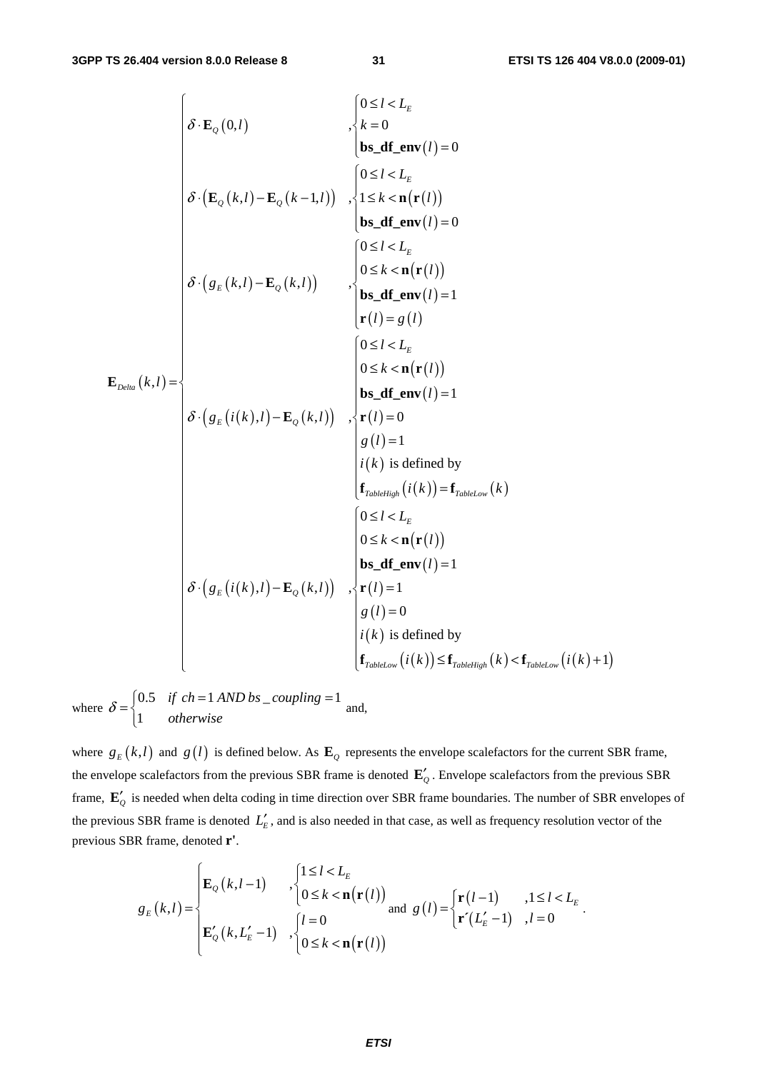$$
\mathbf{E}_{Delta}(k,l) = \begin{cases}
\delta \cdot \mathbf{E}_Q(0,l) & , \begin{cases} 0 \le l < L_E \\ k = 0 \\ \mathbf{bs\_df\_env}(l) = 0 \end{cases} \\
\delta \cdot \left( \mathbf{E}_Q(k,l) - \mathbf{E}_Q(k-1,l) \right) & , \begin{cases} 0 \le l < L_E \\ 1 \le k < \mathbf{n}(\mathbf{r}(l)) \\ \mathbf{bs\_df\_env}(l) = 0 \end{cases} \\
\delta \cdot \left( g_E(k,l) - \mathbf{E}_Q(k,l) \right) & , \begin{cases} 0 \le l < L_E \\ 0 \le k < \mathbf{n}(\mathbf{r}(l)) \\ \mathbf{bs\_df\_env}(l) = 1 \\ \mathbf{r}(l) = g(l) \end{cases} \\
\delta \cdot \left( g_E(i(k),l) - \mathbf{E}_Q(k,l) \right) & , \begin{cases} 0 \le l < L_E \\ 0 \le k < \mathbf{n}(\mathbf{r}(l)) \\ \mathbf{bs\_df\_env}(l) = 1 \\ \mathbf{r}(l) = 0 \\ g(l) = 1 \\ i(k) \text{ is defined by} \\ \mathbf{f}_{TableHigh}(i(k)) = \mathbf{f}_{TableLow}(k) \end{cases} \\
\delta \cdot \left( g_E(i(k),l) - \mathbf{E}_Q(k,l) \right) & , \begin{cases} 0 \le l < L_E \\ 0 \le k < \mathbf{n}(\mathbf{r}(l)) \\ \mathbf{bs\_df\_env}(l) = 1 \\ \mathbf{r}(l) = 1 \\ g(l) = 0 \\ i(k) \text{ is defined by} \\ \mathbf{f}_{TableLow}(i(k)) \le \mathbf{f}_{TableHigh}(k) < \mathbf{f}_{TableLow}(i(k)+1) \end{cases}
\end{cases}
$$

where $\delta = \begin{cases} 0.5 & \text{if } ch = 1 \text{ AND } bs\_coupling = 1 \\ 1 & \text{otherwise} \end{cases}$ and,

where $g_E(k,l)$ and $g(l)$ is defined below. As $\mathbf{E}_Q$ represents the envelope scalefactors for the current SBR frame, the envelope scalefactors from the previous SBR frame is denoted $\mathbf{E}'_Q$. Envelope scalefactors from the previous SBR frame, $\mathbf{E}'_Q$ is needed when delta coding in time direction over SBR frame boundaries. The number of SBR envelopes of the previous SBR frame is denoted $L'_E$, and is also needed in that case, as well as frequency resolution vector of the previous SBR frame, denoted $\mathbf{r}'$.

$$
g_E(k,l) = \begin{cases}
\mathbf{E}_Q(k,l-1) & , \begin{cases} 1 \le l < L_E \\ 0 \le k < \mathbf{n}(\mathbf{r}(l)) \end{cases} \\
\mathbf{E}'_Q(k,L'_E - 1) & , \begin{cases} l = 0 \\ 0 \le k < \mathbf{n}(\mathbf{r}(l)) \end{cases}
\end{cases}
\text{ and } g(l) = \begin{cases} \mathbf{r}(l-1) & , 1 \le l < L_E \\ \mathbf{r}'(L'_E - 1) & , l = 0 \end{cases}.
$$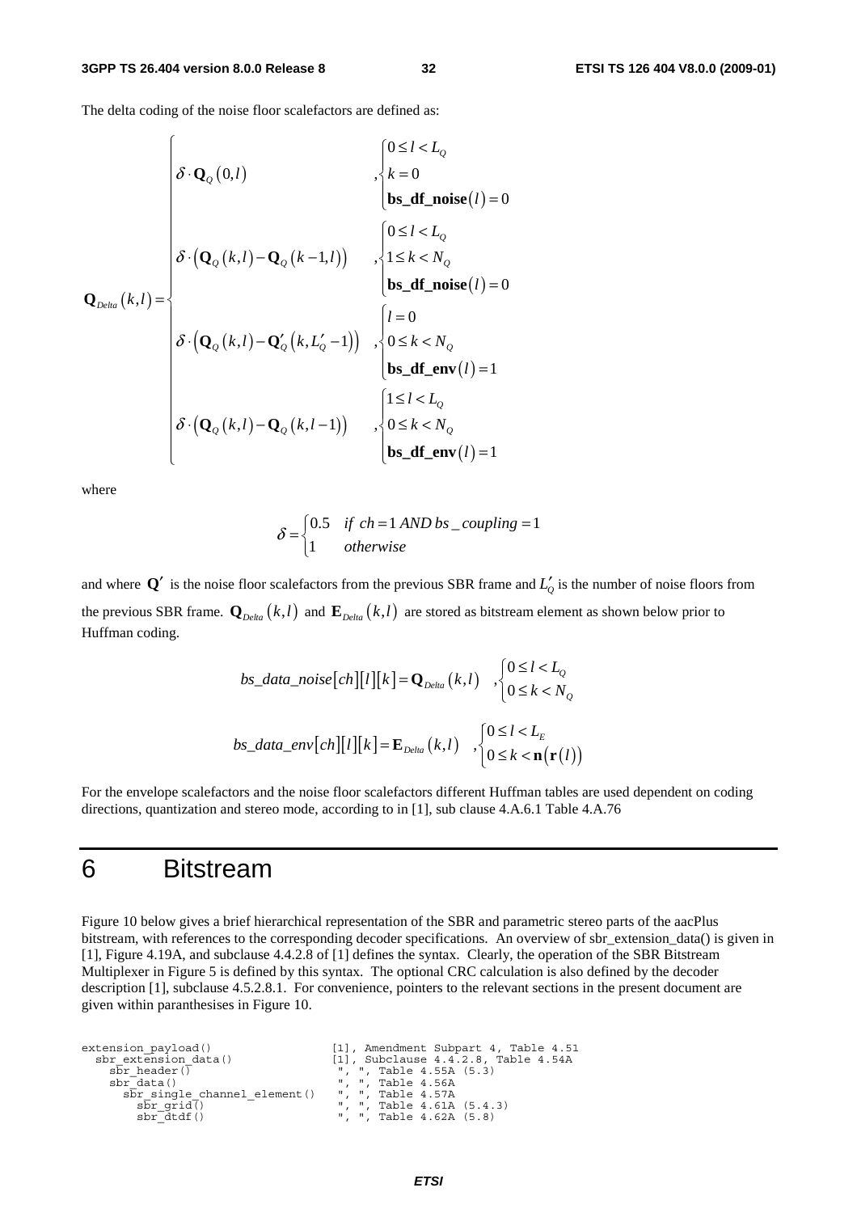The delta coding of the noise floor scalefactors are defined as:

$$
\mathbf{Q}_{Delta}(k,l) = \begin{cases}
\delta \cdot \mathbf{Q}_Q(0,l) & ,\begin{cases} 0 \le l < L_Q \\ k = 0 \\ \mathbf{bs\_df\_noise}(l) = 0 \end{cases} \\
\delta \cdot \left(\mathbf{Q}_Q(k,l) - \mathbf{Q}_Q(k-1,l)\right) & ,\begin{cases} 0 \le l < L_Q \\ 1 \le k < N_Q \\ \mathbf{bs\_df\_noise}(l) = 0 \end{cases} \\
\delta \cdot \left(\mathbf{Q}_Q(k,l) - \mathbf{Q}'_Q(k,L'_Q - 1)\right) & ,\begin{cases} l = 0 \\ 0 \le k < N_Q \\ \mathbf{bs\_df\_env}(l) = 1 \end{cases} \\
\delta \cdot \left(\mathbf{Q}_Q(k,l) - \mathbf{Q}_Q(k,l-1)\right) & ,\begin{cases} 1 \le l < L_Q \\ 0 \le k < N_Q \\ \mathbf{bs\_df\_env}(l) = 1 \end{cases}
\end{cases}
$$

where

$$
\delta = \begin{cases} 0.5 & if\ ch = 1\ AND\ bs\_coupling = 1 \\ 1 & otherwise \end{cases}
$$

and where $\mathbf{Q}'$ is the noise floor scalefactors from the previous SBR frame and $L'_Q$ is the number of noise floors from the previous SBR frame. $\mathbf{Q}_{Delta}(k,l)$ and $\mathbf{E}_{Delta}(k,l)$ are stored as bitstream element as shown below prior to Huffman coding.

$$
bs\_data\_noise[ch][l][k] = \mathbf{Q}_{Delta}(k,l) \quad ,\begin{cases} 0 \le l < L_Q \\ 0 \le k < N_Q \end{cases}
$$

$$
bs\_data\_env[ch][l][k] = \mathbf{E}_{Delta}(k,l) \quad ,\begin{cases} 0 \le l < L_E \\ 0 \le k < \mathbf{n}(\mathbf{r}(l)) \end{cases}
$$

For the envelope scalefactors and the noise floor scalefactors different Huffman tables are used dependent on coding directions, quantization and stereo mode, according to in [1], sub clause 4.A.6.1 Table 4.A.76

# 6 Bitstream

Figure 10 below gives a brief hierarchical representation of the SBR and parametric stereo parts of the aacPlus bitstream, with references to the corresponding decoder specifications. An overview of sbr_extension_data() is given in [1], Figure 4.19A, and subclause 4.4.2.8 of [1] defines the syntax. Clearly, the operation of the SBR Bitstream Multiplexer in Figure 5 is defined by this syntax. The optional CRC calculation is also defined by the decoder description [1], subclause 4.5.2.8.1. For convenience, pointers to the relevant sections in the present document are given within paranthesises in Figure 10.

```
extension_payload()                  [1], Amendment Subpart 4, Table 4.51
  sbr_extension_data()               [1], Subclause 4.4.2.8, Table 4.54A
    sbr_header()                      ", ", Table 4.55A (5.3)
    sbr_data()                        ", ", Table 4.56A
      sbr_single_channel_element()    ", ", Table 4.57A
        sbr_grid()                    ", ", Table 4.61A (5.4.3)
        sbr_dtdf()                    ", ", Table 4.62A (5.8)
```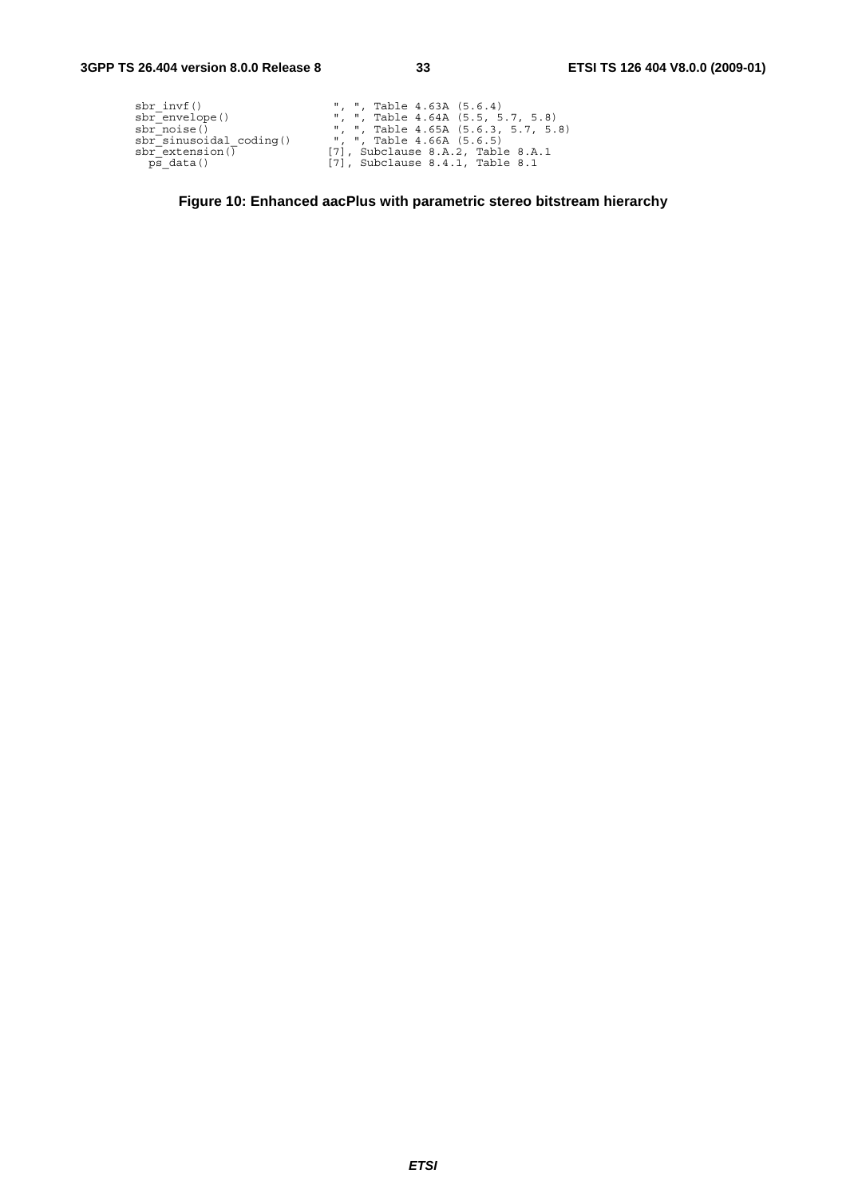```
sbr_invf()                    ", ", Table 4.63A (5.6.4)
sbr_envelope()                ", ", Table 4.64A (5.5, 5.7, 5.8)
sbr_noise()                   ", ", Table 4.65A (5.6.3, 5.7, 5.8)
sbr_sinusoidal_coding()       ", ", Table 4.66A (5.6.5)
sbr_extension()              [7], Subclause 8.A.2, Table 8.A.1
  ps_data()                  [7], Subclause 8.4.1, Table 8.1
```

**Figure 10: Enhanced aacPlus with parametric stereo bitstream hierarchy**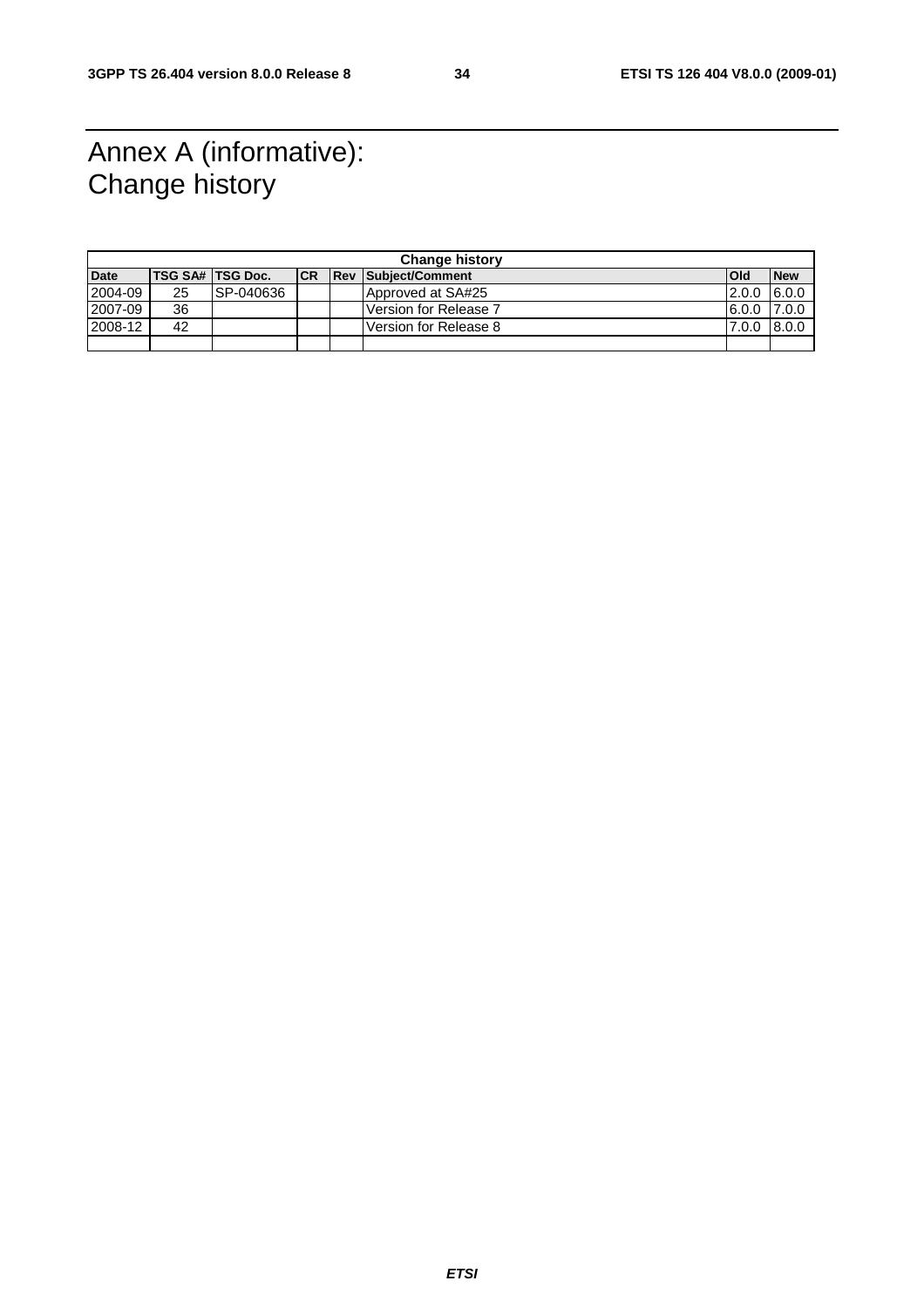# Annex A (informative): Change history

| Change history | | | | | | | |
|---|---|---|---|---|---|---|---|
| **Date** | **TSG SA#** | **TSG Doc.** | **CR** | **Rev** | **Subject/Comment** | **Old** | **New** |
| 2004-09 | 25 | SP-040636 | | | Approved at SA#25 | 2.0.0 | 6.0.0 |
| 2007-09 | 36 | | | | Version for Release 7 | 6.0.0 | 7.0.0 |
| 2008-12 | 42 | | | | Version for Release 8 | 7.0.0 | 8.0.0 |
| | | | | | | | |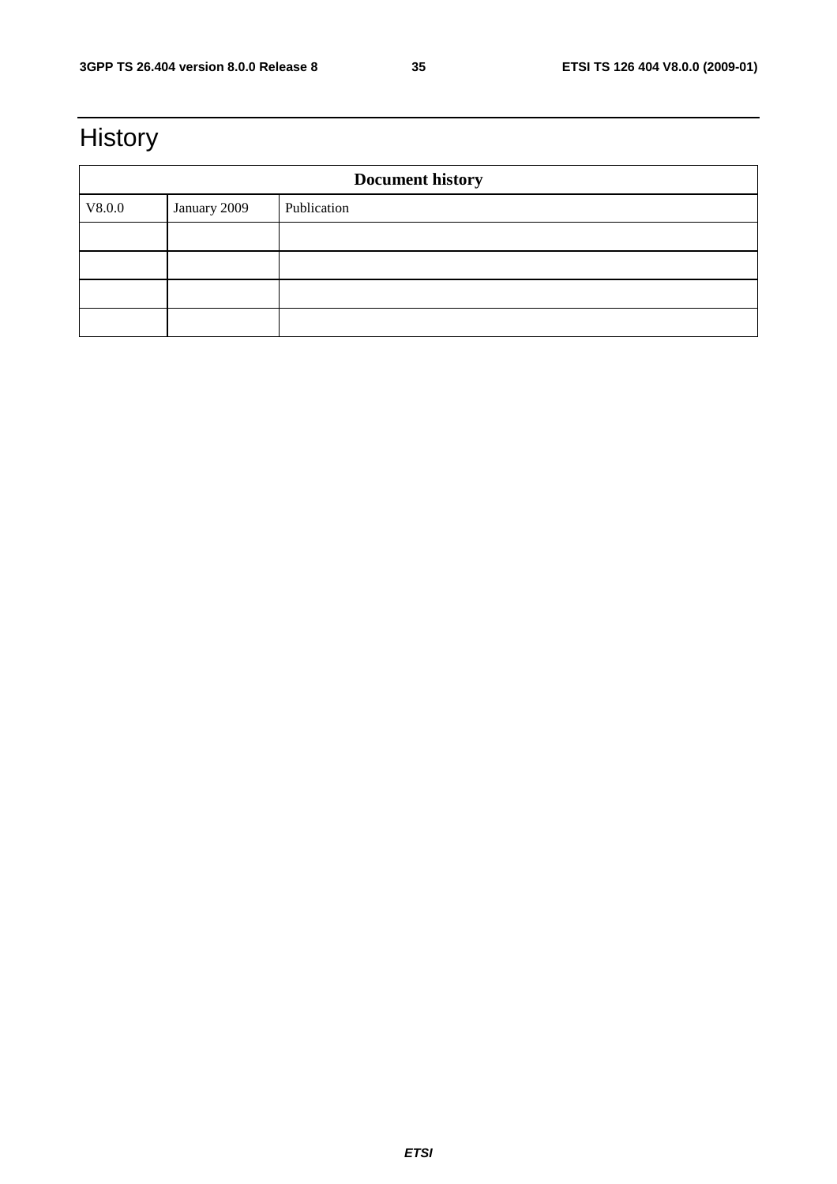# History

| Document history | | |
| --- | --- | --- |
| V8.0.0 | January 2009 | Publication |
| | | |
| | | |
| | | |
| | | |